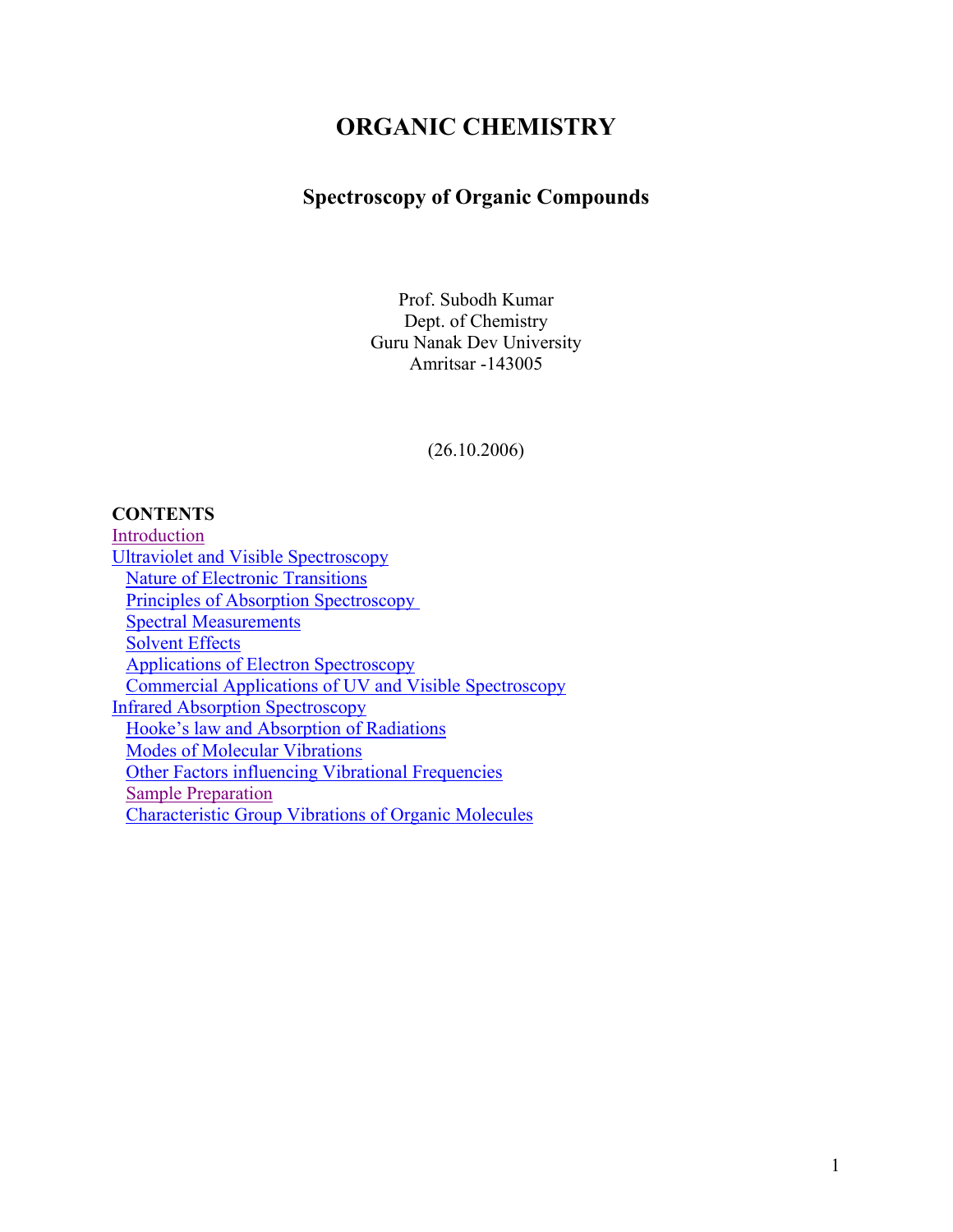# ORGANIC CHEMISTRY

## Spectroscopy of Organic Compounds

Prof. Subodh Kumar
Dept. of Chemistry
Guru Nanak Dev University
Amritsar -143005

(26.10.2006)

**CONTENTS**

- Introduction
- Ultraviolet and Visible Spectroscopy
  - Nature of Electronic Transitions
  - Principles of Absorption Spectroscopy
  - Spectral Measurements
  - Solvent Effects
  - Applications of Electron Spectroscopy
  - Commercial Applications of UV and Visible Spectroscopy
- Infrared Absorption Spectroscopy
  - Hooke's law and Absorption of Radiations
  - Modes of Molecular Vibrations
  - Other Factors influencing Vibrational Frequencies
  - Sample Preparation
  - Characteristic Group Vibrations of Organic Molecules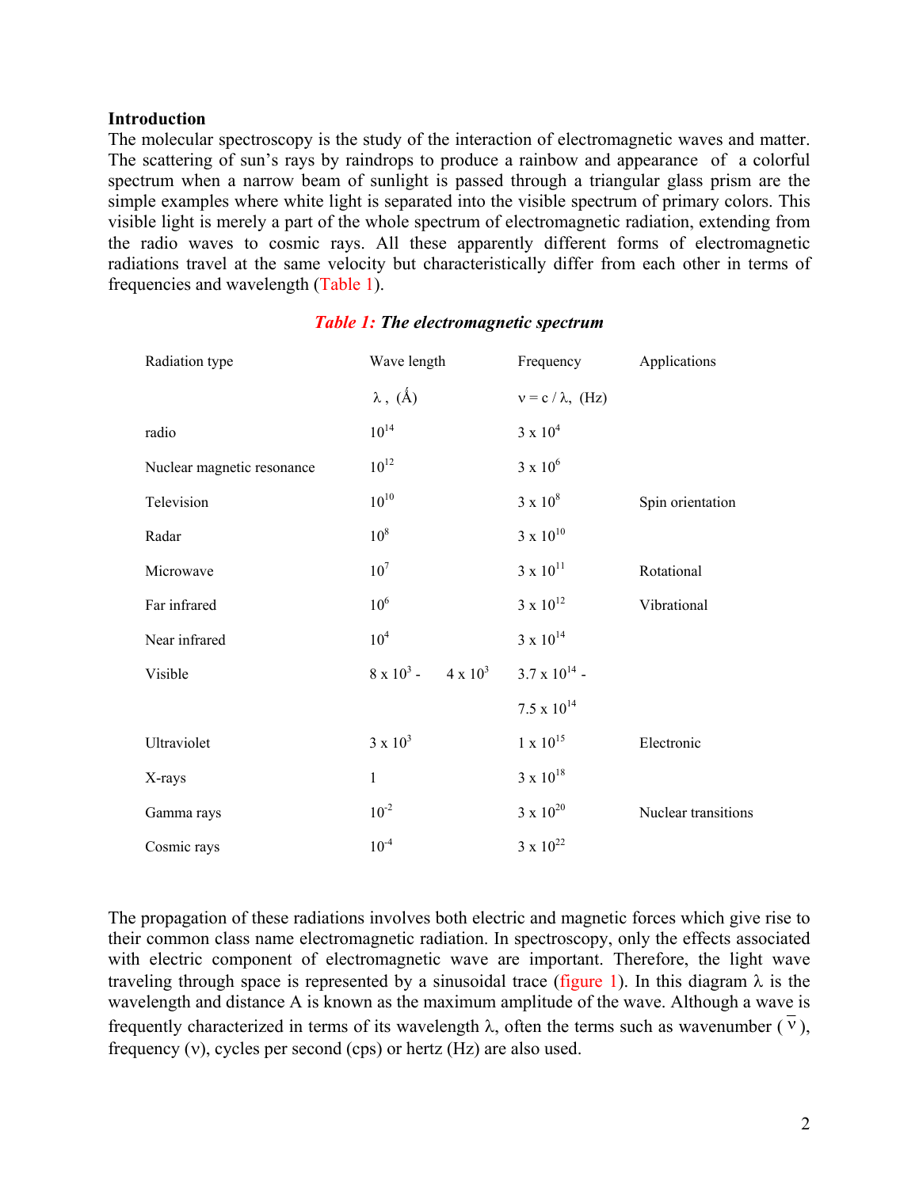**Introduction**

The molecular spectroscopy is the study of the interaction of electromagnetic waves and matter. The scattering of sun's rays by raindrops to produce a rainbow and appearance of a colorful spectrum when a narrow beam of sunlight is passed through a triangular glass prism are the simple examples where white light is separated into the visible spectrum of primary colors. This visible light is merely a part of the whole spectrum of electromagnetic radiation, extending from the radio waves to cosmic rays. All these apparently different forms of electromagnetic radiations travel at the same velocity but characteristically differ from each other in terms of frequencies and wavelength (Table 1).

***Table 1:* *The electromagnetic spectrum***

| Radiation type | Wave length $\lambda$, (Å) | Frequency $\nu = c / \lambda$, (Hz) | Applications |
|---|---|---|---|
| radio | $10^{14}$ | $3 \times 10^{4}$ | |
| Nuclear magnetic resonance | $10^{12}$ | $3 \times 10^{6}$ | |
| Television | $10^{10}$ | $3 \times 10^{8}$ | Spin orientation |
| Radar | $10^{8}$ | $3 \times 10^{10}$ | |
| Microwave | $10^{7}$ | $3 \times 10^{11}$ | Rotational |
| Far infrared | $10^{6}$ | $3 \times 10^{12}$ | Vibrational |
| Near infrared | $10^{4}$ | $3 \times 10^{14}$ | |
| Visible | $8 \times 10^{3}$ - $4 \times 10^{3}$ | $3.7 \times 10^{14}$ - $7.5 \times 10^{14}$ | |
| Ultraviolet | $3 \times 10^{3}$ | $1 \times 10^{15}$ | Electronic |
| X-rays | 1 | $3 \times 10^{18}$ | |
| Gamma rays | $10^{-2}$ | $3 \times 10^{20}$ | Nuclear transitions |
| Cosmic rays | $10^{-4}$ | $3 \times 10^{22}$ | |

The propagation of these radiations involves both electric and magnetic forces which give rise to their common class name electromagnetic radiation. In spectroscopy, only the effects associated with electric component of electromagnetic wave are important. Therefore, the light wave traveling through space is represented by a sinusoidal trace (figure 1). In this diagram $\lambda$ is the wavelength and distance A is known as the maximum amplitude of the wave. Although a wave is frequently characterized in terms of its wavelength $\lambda$, often the terms such as wavenumber ($\bar{\nu}$), frequency ($\nu$), cycles per second (cps) or hertz (Hz) are also used.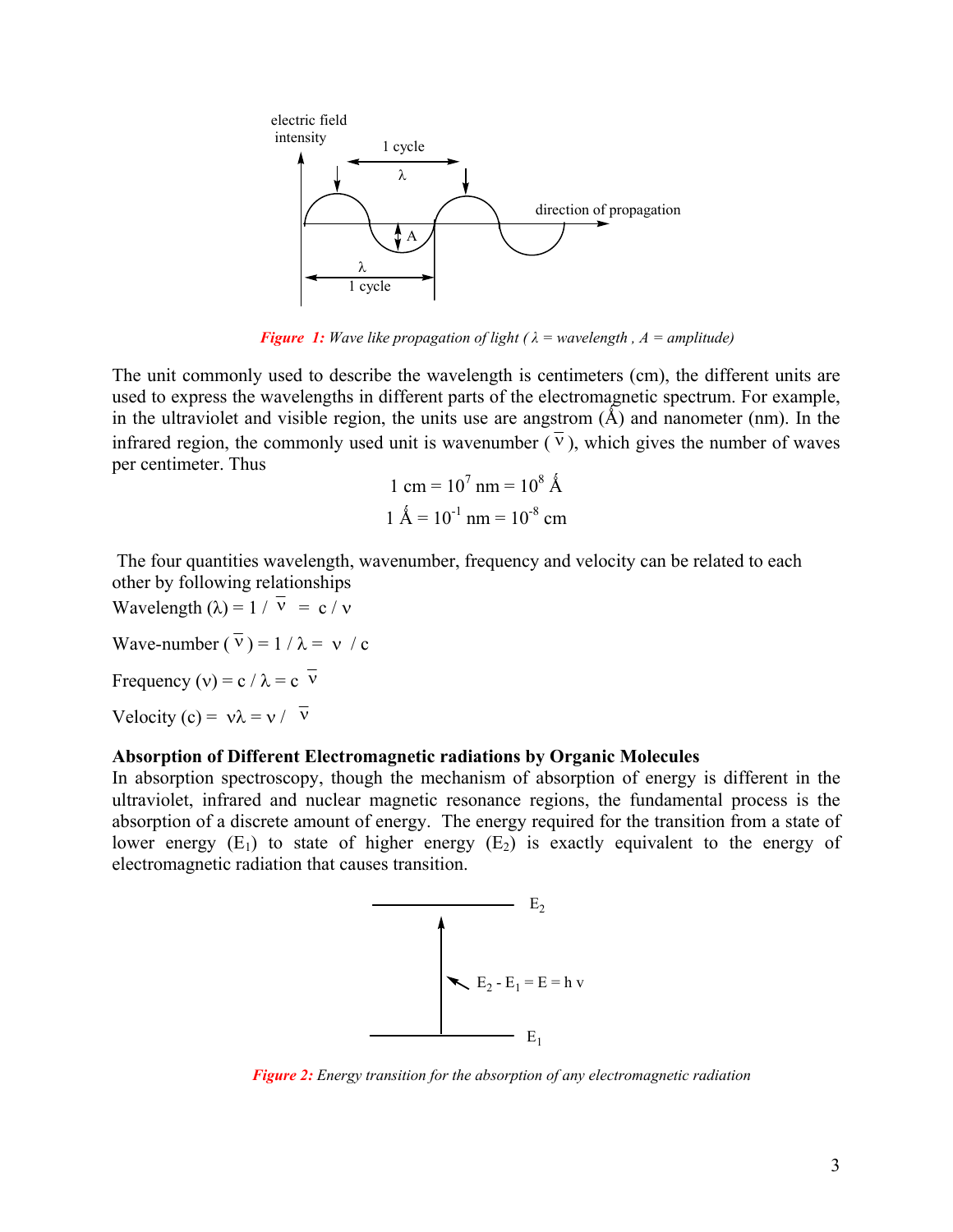*Figure 1: Wave like propagation of light ( λ = wavelength , A = amplitude)*

The unit commonly used to describe the wavelength is centimeters (cm), the different units are used to express the wavelengths in different parts of the electromagnetic spectrum. For example, in the ultraviolet and visible region, the units use are angstrom (Å) and nanometer (nm). In the infrared region, the commonly used unit is wavenumber ( $\bar{\nu}$ ), which gives the number of waves per centimeter. Thus

$$1 \text{ cm} = 10^{7} \text{ nm} = 10^{8} \text{ Å}$$

$$1 \text{ Å} = 10^{-1} \text{ nm} = 10^{-8} \text{ cm}$$

The four quantities wavelength, wavenumber, frequency and velocity can be related to each other by following relationships

Wavelength ($\lambda$) = $1 / \bar{\nu} = c / \nu$

Wave-number ( $\bar{\nu}$ ) = $1 / \lambda = \nu / c$

Frequency ($\nu$) = $c / \lambda = c \bar{\nu}$

Velocity ($c$) = $\nu\lambda = \nu / \bar{\nu}$

**Absorption of Different Electromagnetic radiations by Organic Molecules**

In absorption spectroscopy, though the mechanism of absorption of energy is different in the ultraviolet, infrared and nuclear magnetic resonance regions, the fundamental process is the absorption of a discrete amount of energy. The energy required for the transition from a state of lower energy ($E_1$) to state of higher energy ($E_2$) is exactly equivalent to the energy of electromagnetic radiation that causes transition.

$$E_2 - E_1 = E = h\nu$$

*Figure 2: Energy transition for the absorption of any electromagnetic radiation*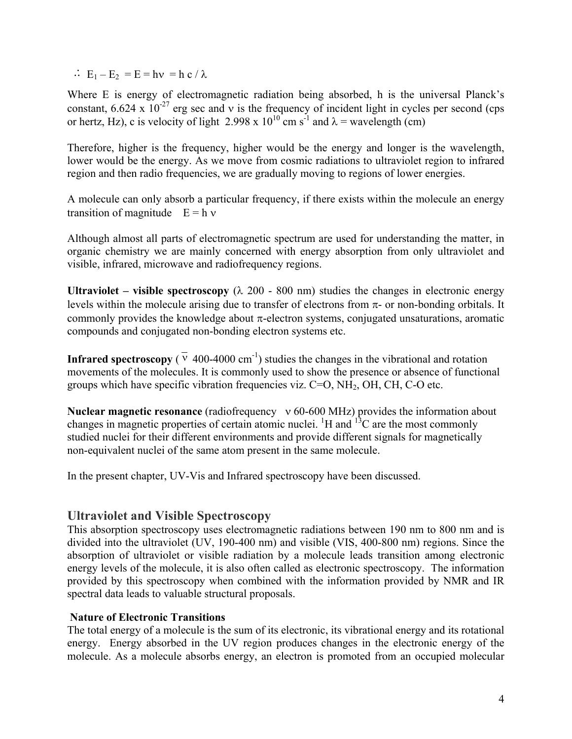$\therefore$ $E_1 - E_2 = E = h\nu = h\,c / \lambda$

Where E is energy of electromagnetic radiation being absorbed, h is the universal Planck's constant, $6.624 \times 10^{-27}$ erg sec and $\nu$ is the frequency of incident light in cycles per second (cps or hertz, Hz), c is velocity of light $2.998 \times 10^{10}$ cm $s^{-1}$ and $\lambda$ = wavelength (cm)

Therefore, higher is the frequency, higher would be the energy and longer is the wavelength, lower would be the energy. As we move from cosmic radiations to ultraviolet region to infrared region and then radio frequencies, we are gradually moving to regions of lower energies.

A molecule can only absorb a particular frequency, if there exists within the molecule an energy transition of magnitude $E = h\,\nu$

Although almost all parts of electromagnetic spectrum are used for understanding the matter, in organic chemistry we are mainly concerned with energy absorption from only ultraviolet and visible, infrared, microwave and radiofrequency regions.

**Ultraviolet – visible spectroscopy** ($\lambda$ 200 - 800 nm) studies the changes in electronic energy levels within the molecule arising due to transfer of electrons from $\pi$- or non-bonding orbitals. It commonly provides the knowledge about $\pi$-electron systems, conjugated unsaturations, aromatic compounds and conjugated non-bonding electron systems etc.

**Infrared spectroscopy** ($\bar{\nu}$ 400-4000 $cm^{-1}$) studies the changes in the vibrational and rotation movements of the molecules. It is commonly used to show the presence or absence of functional groups which have specific vibration frequencies viz. C=O, $NH_2$, OH, CH, C-O etc.

**Nuclear magnetic resonance** (radiofrequency $\nu$ 60-600 MHz) provides the information about changes in magnetic properties of certain atomic nuclei. $^1H$ and $^{13}C$ are the most commonly studied nuclei for their different environments and provide different signals for magnetically non-equivalent nuclei of the same atom present in the same molecule.

In the present chapter, UV-Vis and Infrared spectroscopy have been discussed.

## Ultraviolet and Visible Spectroscopy

This absorption spectroscopy uses electromagnetic radiations between 190 nm to 800 nm and is divided into the ultraviolet (UV, 190-400 nm) and visible (VIS, 400-800 nm) regions. Since the absorption of ultraviolet or visible radiation by a molecule leads transition among electronic energy levels of the molecule, it is also often called as electronic spectroscopy. The information provided by this spectroscopy when combined with the information provided by NMR and IR spectral data leads to valuable structural proposals.

### Nature of Electronic Transitions

The total energy of a molecule is the sum of its electronic, its vibrational energy and its rotational energy. Energy absorbed in the UV region produces changes in the electronic energy of the molecule. As a molecule absorbs energy, an electron is promoted from an occupied molecular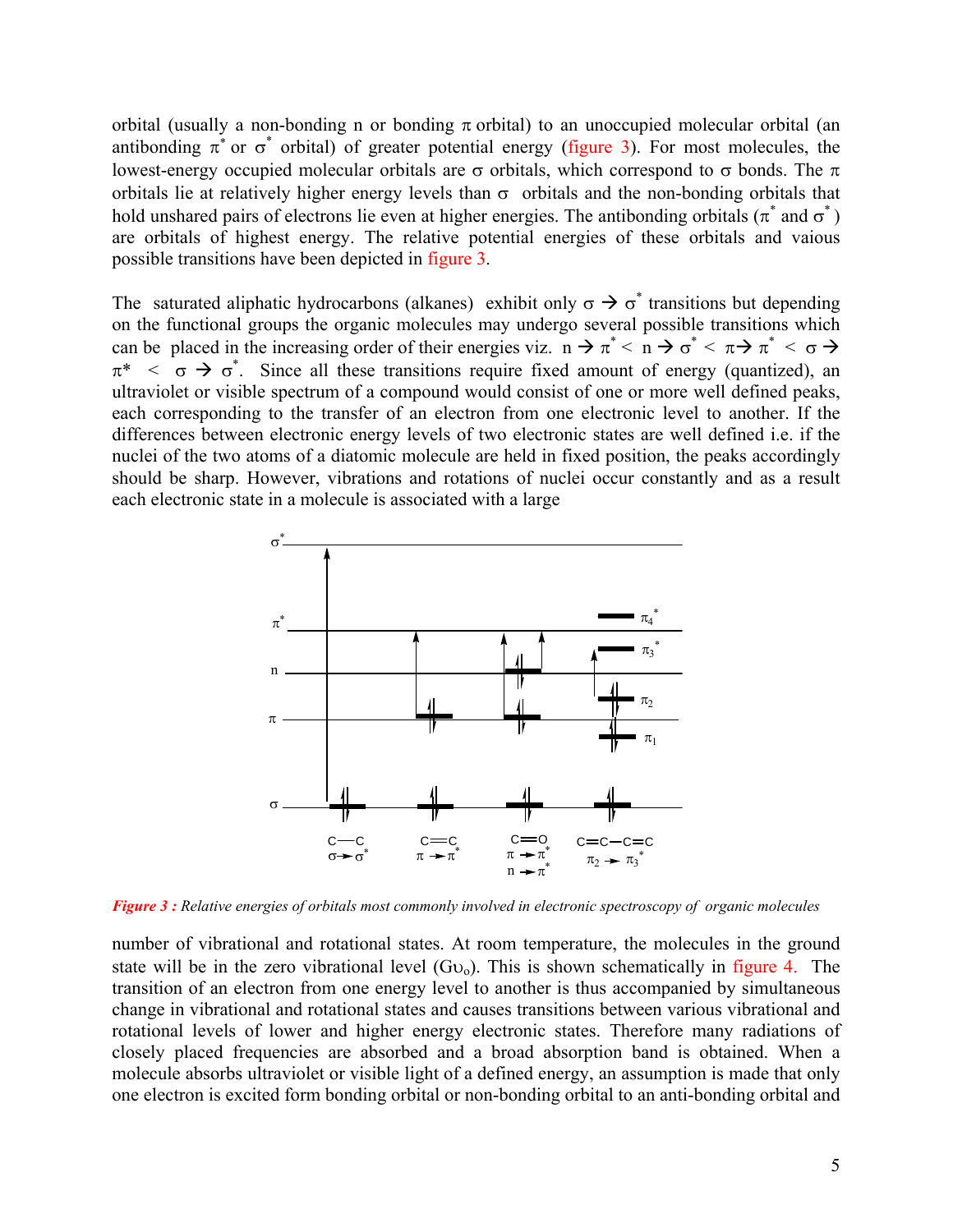orbital (usually a non-bonding n or bonding π orbital) to an unoccupied molecular orbital (an antibonding $\pi^*$ or $\sigma^*$ orbital) of greater potential energy (figure 3). For most molecules, the lowest-energy occupied molecular orbitals are σ orbitals, which correspond to σ bonds. The π orbitals lie at relatively higher energy levels than σ orbitals and the non-bonding orbitals that hold unshared pairs of electrons lie even at higher energies. The antibonding orbitals ($\pi^*$ and $\sigma^*$) are orbitals of highest energy. The relative potential energies of these orbitals and vaious possible transitions have been depicted in figure 3.

The saturated aliphatic hydrocarbons (alkanes) exhibit only $\sigma \rightarrow \sigma^*$ transitions but depending on the functional groups the organic molecules may undergo several possible transitions which can be placed in the increasing order of their energies viz. $n \rightarrow \pi^* < n \rightarrow \sigma^* < \pi \rightarrow \pi^* < \sigma \rightarrow \pi^* < \sigma \rightarrow \sigma^*$. Since all these transitions require fixed amount of energy (quantized), an ultraviolet or visible spectrum of a compound would consist of one or more well defined peaks, each corresponding to the transfer of an electron from one electronic level to another. If the differences between electronic energy levels of two electronic states are well defined i.e. if the nuclei of the two atoms of a diatomic molecule are held in fixed position, the peaks accordingly should be sharp. However, vibrations and rotations of nuclei occur constantly and as a result each electronic state in a molecule is associated with a large

***Figure 3 :*** *Relative energies of orbitals most commonly involved in electronic spectroscopy of organic molecules*

number of vibrational and rotational states. At room temperature, the molecules in the ground state will be in the zero vibrational level ($G\upsilon_o$). This is shown schematically in figure 4. The transition of an electron from one energy level to another is thus accompanied by simultaneous change in vibrational and rotational states and causes transitions between various vibrational and rotational levels of lower and higher energy electronic states. Therefore many radiations of closely placed frequencies are absorbed and a broad absorption band is obtained. When a molecule absorbs ultraviolet or visible light of a defined energy, an assumption is made that only one electron is excited form bonding orbital or non-bonding orbital to an anti-bonding orbital and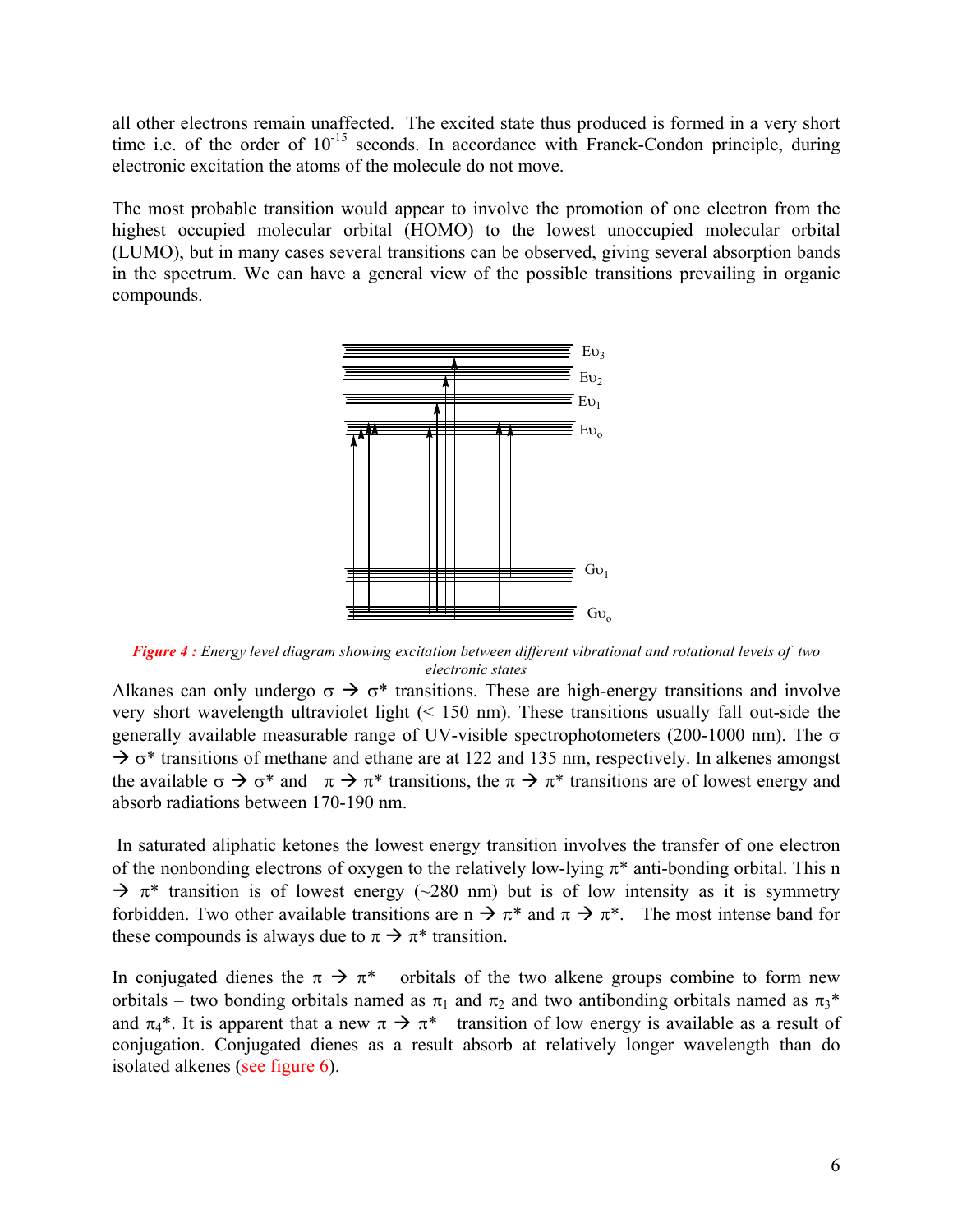all other electrons remain unaffected. The excited state thus produced is formed in a very short time i.e. of the order of $10^{-15}$ seconds. In accordance with Franck-Condon principle, during electronic excitation the atoms of the molecule do not move.

The most probable transition would appear to involve the promotion of one electron from the highest occupied molecular orbital (HOMO) to the lowest unoccupied molecular orbital (LUMO), but in many cases several transitions can be observed, giving several absorption bands in the spectrum. We can have a general view of the possible transitions prevailing in organic compounds.

***Figure 4 :*** *Energy level diagram showing excitation between different vibrational and rotational levels of two electronic states*

Alkanes can only undergo $\sigma \rightarrow \sigma^*$ transitions. These are high-energy transitions and involve very short wavelength ultraviolet light (< 150 nm). These transitions usually fall out-side the generally available measurable range of UV-visible spectrophotometers (200-1000 nm). The $\sigma \rightarrow \sigma^*$ transitions of methane and ethane are at 122 and 135 nm, respectively. In alkenes amongst the available $\sigma \rightarrow \sigma^*$ and $\pi \rightarrow \pi^*$ transitions, the $\pi \rightarrow \pi^*$ transitions are of lowest energy and absorb radiations between 170-190 nm.

In saturated aliphatic ketones the lowest energy transition involves the transfer of one electron of the nonbonding electrons of oxygen to the relatively low-lying $\pi^*$ anti-bonding orbital. This $n \rightarrow \pi^*$ transition is of lowest energy (~280 nm) but is of low intensity as it is symmetry forbidden. Two other available transitions are $n \rightarrow \pi^*$ and $\pi \rightarrow \pi^*$. The most intense band for these compounds is always due to $\pi \rightarrow \pi^*$ transition.

In conjugated dienes the $\pi \rightarrow \pi^*$ orbitals of the two alkene groups combine to form new orbitals – two bonding orbitals named as $\pi_1$ and $\pi_2$ and two antibonding orbitals named as $\pi_3^*$ and $\pi_4^*$. It is apparent that a new $\pi \rightarrow \pi^*$ transition of low energy is available as a result of conjugation. Conjugated dienes as a result absorb at relatively longer wavelength than do isolated alkenes (see figure 6).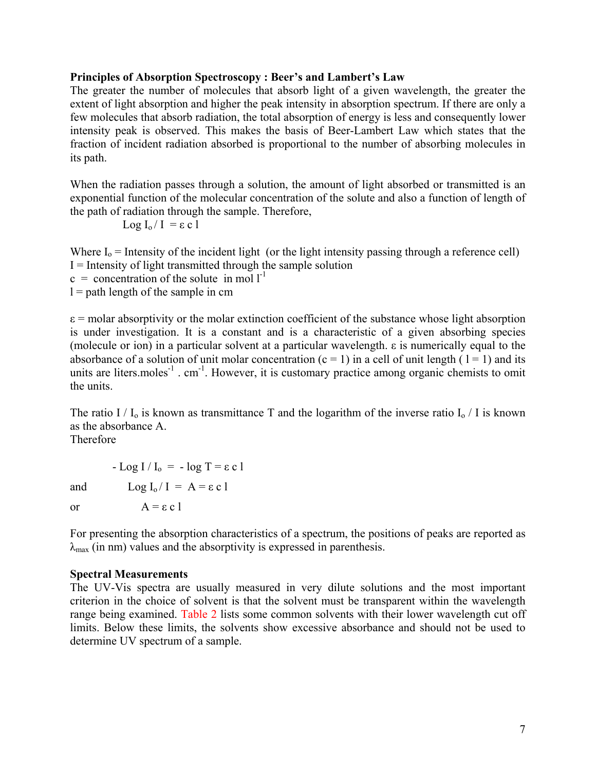**Principles of Absorption Spectroscopy : Beer's and Lambert's Law**

The greater the number of molecules that absorb light of a given wavelength, the greater the extent of light absorption and higher the peak intensity in absorption spectrum. If there are only a few molecules that absorb radiation, the total absorption of energy is less and consequently lower intensity peak is observed. This makes the basis of Beer-Lambert Law which states that the fraction of incident radiation absorbed is proportional to the number of absorbing molecules in its path.

When the radiation passes through a solution, the amount of light absorbed or transmitted is an exponential function of the molecular concentration of the solute and also a function of length of the path of radiation through the sample. Therefore,

$$\text{Log } I_o / I = \varepsilon \, c \, l$$

Where $I_o$ = Intensity of the incident light (or the light intensity passing through a reference cell)
$I$ = Intensity of light transmitted through the sample solution
$c$ = concentration of the solute in mol $l^{-1}$
$l$ = path length of the sample in cm

$\varepsilon$ = molar absorptivity or the molar extinction coefficient of the substance whose light absorption is under investigation. It is a constant and is a characteristic of a given absorbing species (molecule or ion) in a particular solvent at a particular wavelength. $\varepsilon$ is numerically equal to the absorbance of a solution of unit molar concentration ($c = 1$) in a cell of unit length ($l = 1$) and its units are liters.moles$^{-1}$ . cm$^{-1}$. However, it is customary practice among organic chemists to omit the units.

The ratio $I / I_o$ is known as transmittance T and the logarithm of the inverse ratio $I_o / I$ is known as the absorbance A.
Therefore

$$-\text{Log } I / I_o = -\log T = \varepsilon \, c \, l$$

and

$$\text{Log } I_o / I = A = \varepsilon \, c \, l$$

or

$$A = \varepsilon \, c \, l$$

For presenting the absorption characteristics of a spectrum, the positions of peaks are reported as $\lambda_{max}$ (in nm) values and the absorptivity is expressed in parenthesis.

**Spectral Measurements**

The UV-Vis spectra are usually measured in very dilute solutions and the most important criterion in the choice of solvent is that the solvent must be transparent within the wavelength range being examined. Table 2 lists some common solvents with their lower wavelength cut off limits. Below these limits, the solvents show excessive absorbance and should not be used to determine UV spectrum of a sample.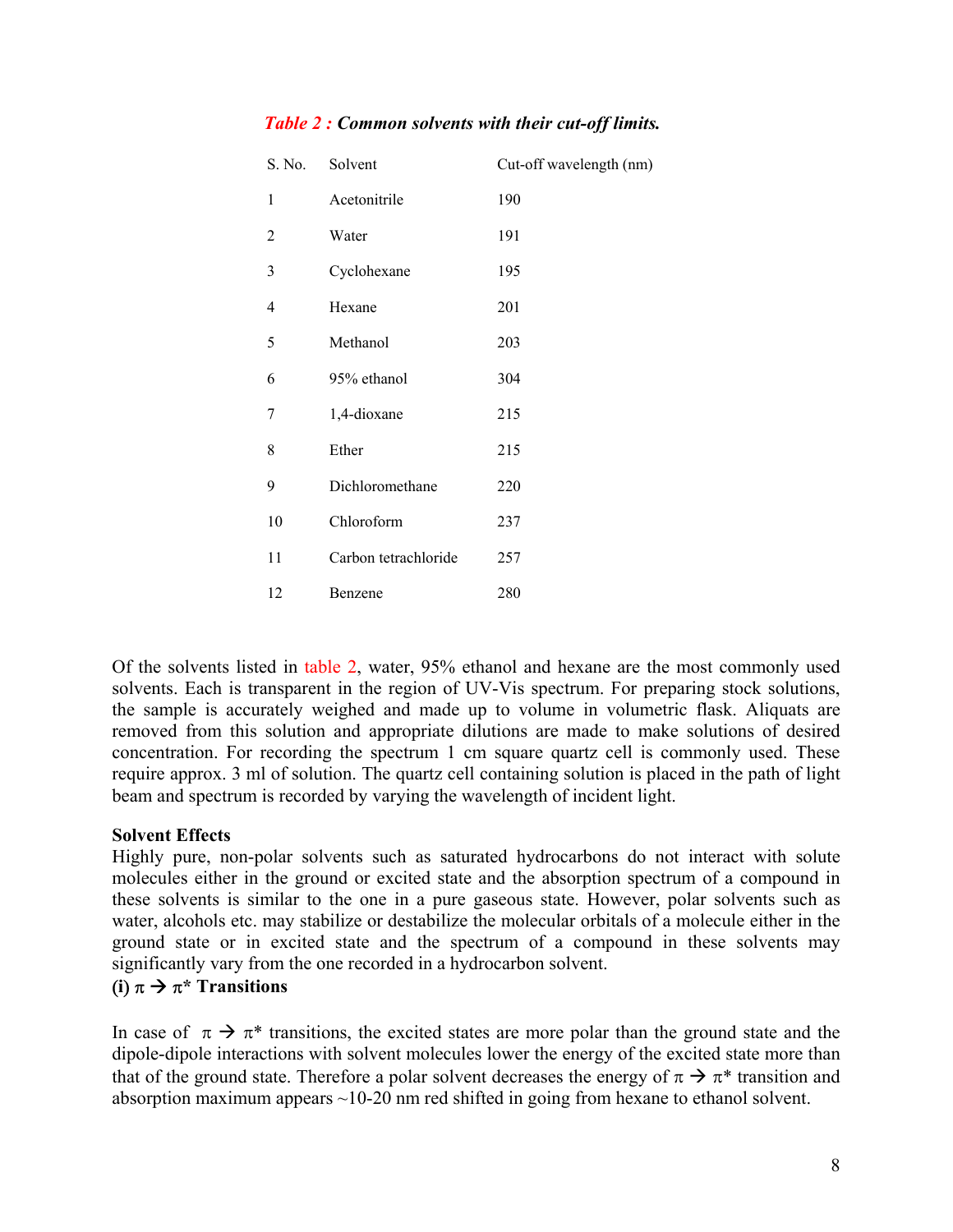*Table 2 : Common solvents with their cut-off limits.*

| S. No. | Solvent | Cut-off wavelength (nm) |
|---|---|---|
| 1 | Acetonitrile | 190 |
| 2 | Water | 191 |
| 3 | Cyclohexane | 195 |
| 4 | Hexane | 201 |
| 5 | Methanol | 203 |
| 6 | 95% ethanol | 304 |
| 7 | 1,4-dioxane | 215 |
| 8 | Ether | 215 |
| 9 | Dichloromethane | 220 |
| 10 | Chloroform | 237 |
| 11 | Carbon tetrachloride | 257 |
| 12 | Benzene | 280 |

Of the solvents listed in table 2, water, 95% ethanol and hexane are the most commonly used solvents. Each is transparent in the region of UV-Vis spectrum. For preparing stock solutions, the sample is accurately weighed and made up to volume in volumetric flask. Aliquats are removed from this solution and appropriate dilutions are made to make solutions of desired concentration. For recording the spectrum 1 cm square quartz cell is commonly used. These require approx. 3 ml of solution. The quartz cell containing solution is placed in the path of light beam and spectrum is recorded by varying the wavelength of incident light.

**Solvent Effects**

Highly pure, non-polar solvents such as saturated hydrocarbons do not interact with solute molecules either in the ground or excited state and the absorption spectrum of a compound in these solvents is similar to the one in a pure gaseous state. However, polar solvents such as water, alcohols etc. may stabilize or destabilize the molecular orbitals of a molecule either in the ground state or in excited state and the spectrum of a compound in these solvents may significantly vary from the one recorded in a hydrocarbon solvent.

**(i) $\pi \rightarrow \pi^*$ Transitions**

In case of $\pi \rightarrow \pi^*$ transitions, the excited states are more polar than the ground state and the dipole-dipole interactions with solvent molecules lower the energy of the excited state more than that of the ground state. Therefore a polar solvent decreases the energy of $\pi \rightarrow \pi^*$ transition and absorption maximum appears ~10-20 nm red shifted in going from hexane to ethanol solvent.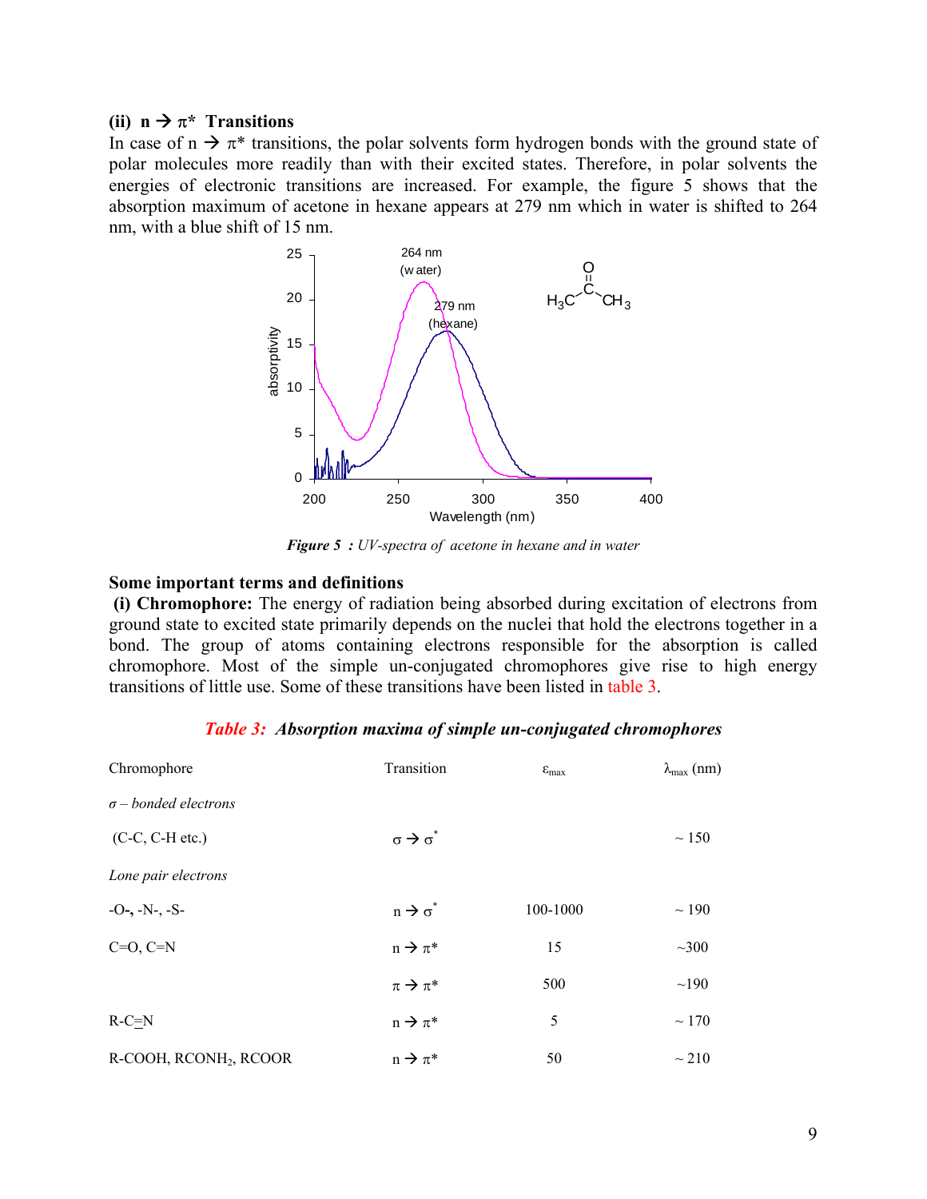**(ii) n → π\* Transitions**

In case of n → π\* transitions, the polar solvents form hydrogen bonds with the ground state of polar molecules more readily than with their excited states. Therefore, in polar solvents the energies of electronic transitions are increased. For example, the figure 5 shows that the absorption maximum of acetone in hexane appears at 279 nm which in water is shifted to 264 nm, with a blue shift of 15 nm.

***Figure 5 :** UV-spectra of acetone in hexane and in water*

**Some important terms and definitions**

**(i) Chromophore:** The energy of radiation being absorbed during excitation of electrons from ground state to excited state primarily depends on the nuclei that hold the electrons together in a bond. The group of atoms containing electrons responsible for the absorption is called chromophore. Most of the simple un-conjugated chromophores give rise to high energy transitions of little use. Some of these transitions have been listed in table 3.

***Table 3: Absorption maxima of simple un-conjugated chromophores***

| Chromophore | Transition | $\varepsilon_{max}$ | $\lambda_{max}$ (nm) |
|---|---|---|---|
| *σ – bonded electrons* | | | |
| (C-C, C-H etc.) | $\sigma \rightarrow \sigma^*$ | | ~ 150 |
| *Lone pair electrons* | | | |
| -O-, -N-, -S- | $n \rightarrow \sigma^*$ | 100-1000 | ~ 190 |
| C=O, C=N | $n \rightarrow \pi^*$ | 15 | ~300 |
| | $\pi \rightarrow \pi^*$ | 500 | ~190 |
| R-C≡N | $n \rightarrow \pi^*$ | 5 | ~ 170 |
| R-COOH, $RCONH_2$, RCOOR | $n \rightarrow \pi^*$ | 50 | ~ 210 |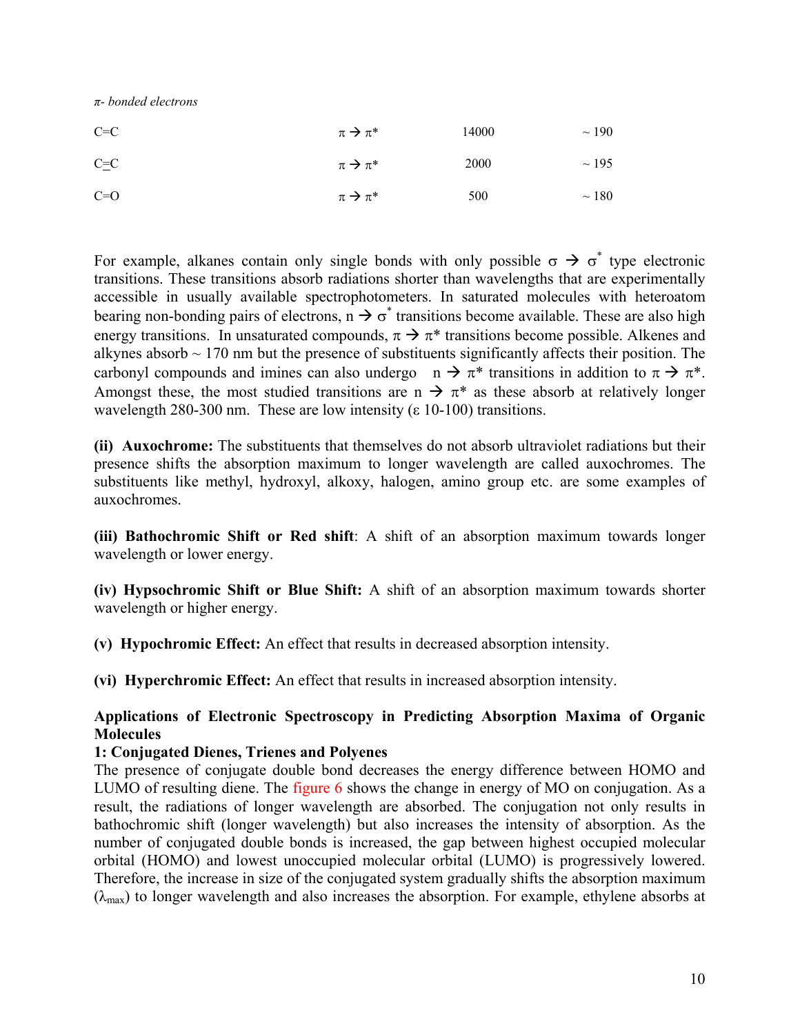*π- bonded electrons*

| | | | |
|---|---|---|---|
| C=C | $\pi \rightarrow \pi^*$ | 14000 | ~ 190 |
| C≡C | $\pi \rightarrow \pi^*$ | 2000 | ~ 195 |
| C=O | $\pi \rightarrow \pi^*$ | 500 | ~ 180 |

For example, alkanes contain only single bonds with only possible $\sigma \rightarrow \sigma^*$ type electronic transitions. These transitions absorb radiations shorter than wavelengths that are experimentally accessible in usually available spectrophotometers. In saturated molecules with heteroatom bearing non-bonding pairs of electrons, $n \rightarrow \sigma^*$ transitions become available. These are also high energy transitions. In unsaturated compounds, $\pi \rightarrow \pi^*$ transitions become possible. Alkenes and alkynes absorb ~ 170 nm but the presence of substituents significantly affects their position. The carbonyl compounds and imines can also undergo $n \rightarrow \pi^*$ transitions in addition to $\pi \rightarrow \pi^*$. Amongst these, the most studied transitions are $n \rightarrow \pi^*$ as these absorb at relatively longer wavelength 280-300 nm. These are low intensity (ε 10-100) transitions.

**(ii) Auxochrome:** The substituents that themselves do not absorb ultraviolet radiations but their presence shifts the absorption maximum to longer wavelength are called auxochromes. The substituents like methyl, hydroxyl, alkoxy, halogen, amino group etc. are some examples of auxochromes.

**(iii) Bathochromic Shift or Red shift**: A shift of an absorption maximum towards longer wavelength or lower energy.

**(iv) Hypsochromic Shift or Blue Shift:** A shift of an absorption maximum towards shorter wavelength or higher energy.

**(v) Hypochromic Effect:** An effect that results in decreased absorption intensity.

**(vi) Hyperchromic Effect:** An effect that results in increased absorption intensity.

## Applications of Electronic Spectroscopy in Predicting Absorption Maxima of Organic Molecules

### 1: Conjugated Dienes, Trienes and Polyenes

The presence of conjugate double bond decreases the energy difference between HOMO and LUMO of resulting diene. The figure 6 shows the change in energy of MO on conjugation. As a result, the radiations of longer wavelength are absorbed. The conjugation not only results in bathochromic shift (longer wavelength) but also increases the intensity of absorption. As the number of conjugated double bonds is increased, the gap between highest occupied molecular orbital (HOMO) and lowest unoccupied molecular orbital (LUMO) is progressively lowered. Therefore, the increase in size of the conjugated system gradually shifts the absorption maximum ($\lambda_{max}$) to longer wavelength and also increases the absorption. For example, ethylene absorbs at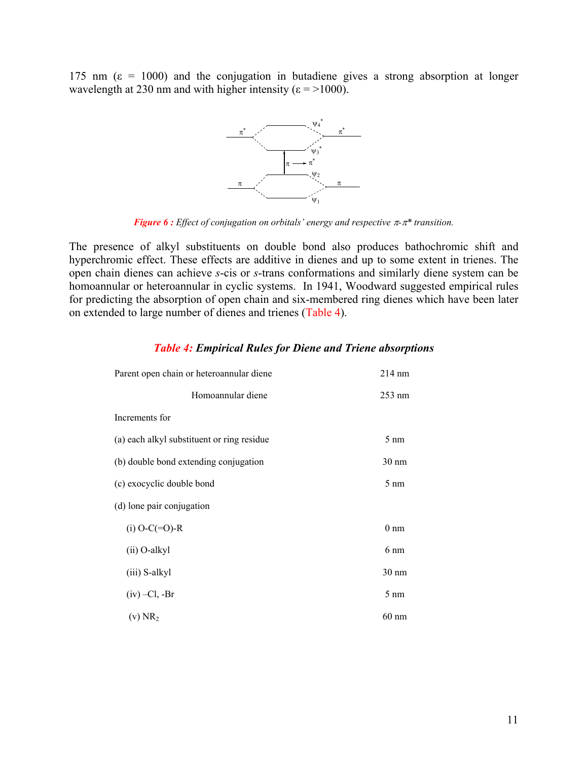175 nm (ε = 1000) and the conjugation in butadiene gives a strong absorption at longer wavelength at 230 nm and with higher intensity (ε = >1000).

***Figure 6 :*** *Effect of conjugation on orbitals' energy and respective π-π\* transition.*

The presence of alkyl substituents on double bond also produces bathochromic shift and hyperchromic effect. These effects are additive in dienes and up to some extent in trienes. The open chain dienes can achieve *s*-cis or *s*-trans conformations and similarly diene system can be homoannular or heteroannular in cyclic systems. In 1941, Woodward suggested empirical rules for predicting the absorption of open chain and six-membered ring dienes which have been later on extended to large number of dienes and trienes (Table 4).

***Table 4: Empirical Rules for Diene and Triene absorptions***

| | |
|---|---|
| Parent open chain or heteroannular diene | 214 nm |
| Homoannular diene | 253 nm |
| Increments for | |
| (a) each alkyl substituent or ring residue | 5 nm |
| (b) double bond extending conjugation | 30 nm |
| (c) exocyclic double bond | 5 nm |
| (d) lone pair conjugation | |
| (i) O-C(=O)-R | 0 nm |
| (ii) O-alkyl | 6 nm |
| (iii) S-alkyl | 30 nm |
| (iv) –Cl, -Br | 5 nm |
| (v) $NR_2$ | 60 nm |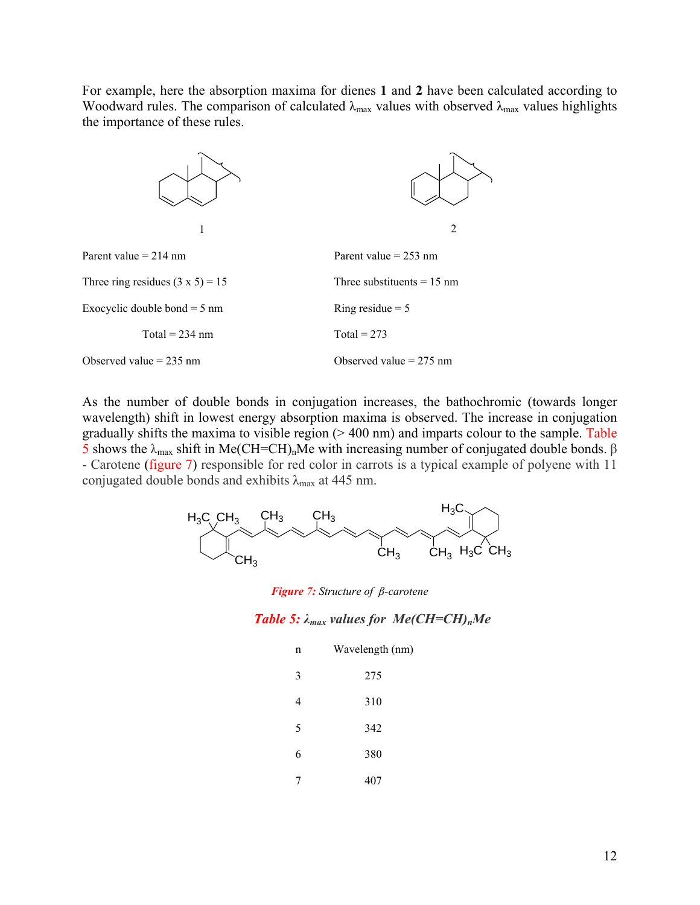For example, here the absorption maxima for dienes **1** and **2** have been calculated according to Woodward rules. The comparison of calculated $\lambda_{max}$ values with observed $\lambda_{max}$ values highlights the importance of these rules.

| 1 | 2 |
|---|---|
| Parent value = 214 nm | Parent value = 253 nm |
| Three ring residues (3 x 5) = 15 | Three substituents = 15 nm |
| Exocyclic double bond = 5 nm | Ring residue = 5 |
| Total = 234 nm | Total = 273 |
| Observed value = 235 nm | Observed value = 275 nm |

As the number of double bonds in conjugation increases, the bathochromic (towards longer wavelength) shift in lowest energy absorption maxima is observed. The increase in conjugation gradually shifts the maxima to visible region (> 400 nm) and imparts colour to the sample. Table 5 shows the $\lambda_{max}$ shift in Me(CH=CH)$_n$Me with increasing number of conjugated double bonds. β - Carotene (figure 7) responsible for red color in carrots is a typical example of polyene with 11 conjugated double bonds and exhibits $\lambda_{max}$ at 445 nm.

*Figure 7: Structure of β-carotene*

***Table 5: $\lambda_{max}$ values for Me(CH=CH)$_n$Me***

| n | Wavelength (nm) |
|---|---|
| 3 | 275 |
| 4 | 310 |
| 5 | 342 |
| 6 | 380 |
| 7 | 407 |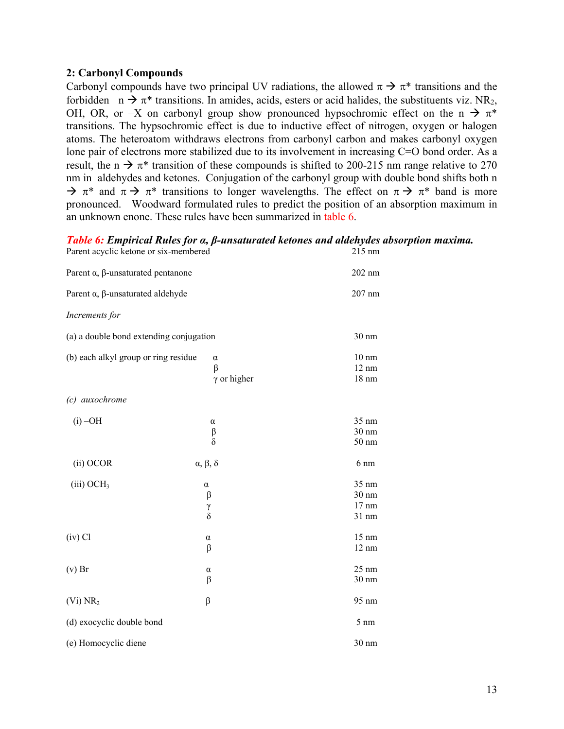### 2: Carbonyl Compounds

Carbonyl compounds have two principal UV radiations, the allowed π → π* transitions and the forbidden n → π* transitions. In amides, acids, esters or acid halides, the substituents viz. $NR_2$, OH, OR, or –X on carbonyl group show pronounced hypsochromic effect on the n → π* transitions. The hypsochromic effect is due to inductive effect of nitrogen, oxygen or halogen atoms. The heteroatom withdraws electrons from carbonyl carbon and makes carbonyl oxygen lone pair of electrons more stabilized due to its involvement in increasing C=O bond order. As a result, the n → π* transition of these compounds is shifted to 200-215 nm range relative to 270 nm in aldehydes and ketones. Conjugation of the carbonyl group with double bond shifts both n → π* and π → π* transitions to longer wavelengths. The effect on π → π* band is more pronounced. Woodward formulated rules to predict the position of an absorption maximum in an unknown enone. These rules have been summarized in table 6.

***Table 6: Empirical Rules for α, β-unsaturated ketones and aldehydes absorption maxima.***

| | | |
|---|---|---|
| Parent acyclic ketone or six-membered | | 215 nm |
| Parent α, β-unsaturated pentanone | | 202 nm |
| Parent α, β-unsaturated aldehyde | | 207 nm |
| *Increments for* | | |
| (a) a double bond extending conjugation | | 30 nm |
| (b) each alkyl group or ring residue | α | 10 nm |
| | β | 12 nm |
| | γ or higher | 18 nm |
| *(c) auxochrome* | | |
| (i) –OH | α | 35 nm |
| | β | 30 nm |
| | δ | 50 nm |
| (ii) OCOR | α, β, δ | 6 nm |
| (iii) $OCH_3$ | α | 35 nm |
| | β | 30 nm |
| | γ | 17 nm |
| | δ | 31 nm |
| (iv) Cl | α | 15 nm |
| | β | 12 nm |
| (v) Br | α | 25 nm |
| | β | 30 nm |
| (Vi) $NR_2$ | β | 95 nm |
| (d) exocyclic double bond | | 5 nm |
| (e) Homocyclic diene | | 30 nm |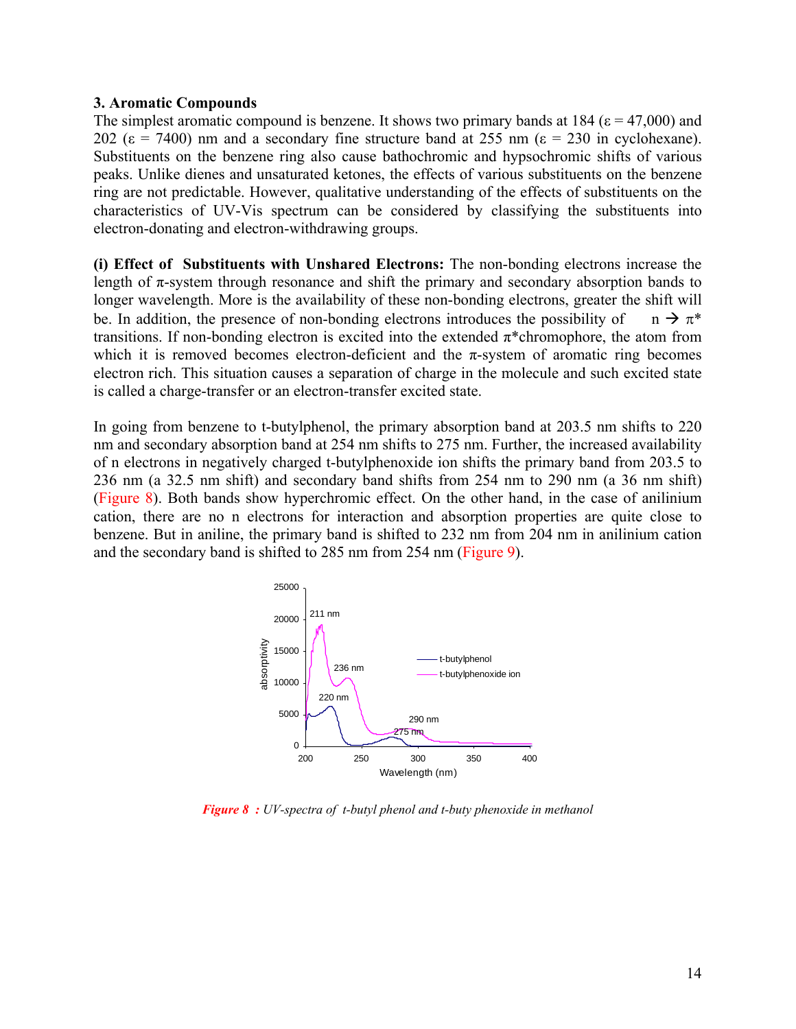### 3. Aromatic Compounds

The simplest aromatic compound is benzene. It shows two primary bands at 184 (ε = 47,000) and 202 (ε = 7400) nm and a secondary fine structure band at 255 nm (ε = 230 in cyclohexane). Substituents on the benzene ring also cause bathochromic and hypsochromic shifts of various peaks. Unlike dienes and unsaturated ketones, the effects of various substituents on the benzene ring are not predictable. However, qualitative understanding of the effects of substituents on the characteristics of UV-Vis spectrum can be considered by classifying the substituents into electron-donating and electron-withdrawing groups.

**(i) Effect of Substituents with Unshared Electrons:** The non-bonding electrons increase the length of π-system through resonance and shift the primary and secondary absorption bands to longer wavelength. More is the availability of these non-bonding electrons, greater the shift will be. In addition, the presence of non-bonding electrons introduces the possibility of n → π* transitions. If non-bonding electron is excited into the extended π*chromophore, the atom from which it is removed becomes electron-deficient and the π-system of aromatic ring becomes electron rich. This situation causes a separation of charge in the molecule and such excited state is called a charge-transfer or an electron-transfer excited state.

In going from benzene to t-butylphenol, the primary absorption band at 203.5 nm shifts to 220 nm and secondary absorption band at 254 nm shifts to 275 nm. Further, the increased availability of n electrons in negatively charged t-butylphenoxide ion shifts the primary band from 203.5 to 236 nm (a 32.5 nm shift) and secondary band shifts from 254 nm to 290 nm (a 36 nm shift) (Figure 8). Both bands show hyperchromic effect. On the other hand, in the case of anilinium cation, there are no n electrons for interaction and absorption properties are quite close to benzene. But in aniline, the primary band is shifted to 232 nm from 204 nm in anilinium cation and the secondary band is shifted to 285 nm from 254 nm (Figure 9).

*Figure 8 : UV-spectra of t-butyl phenol and t-buty phenoxide in methanol*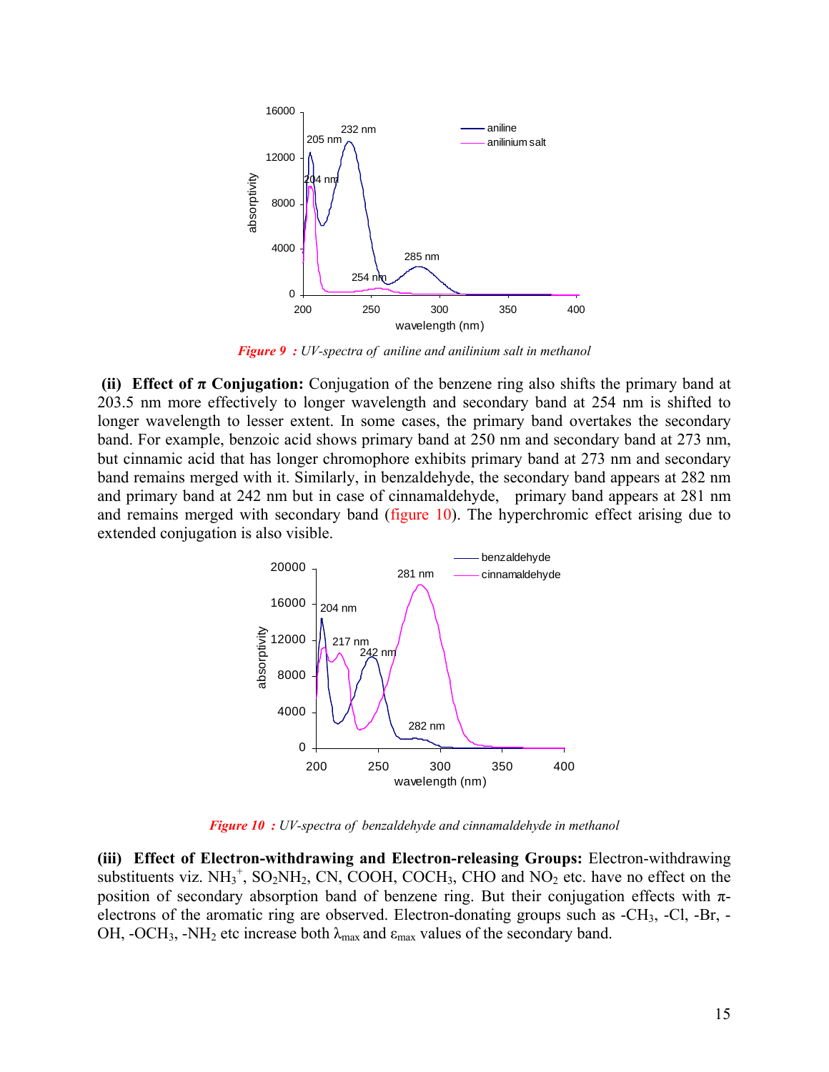*Figure 9 : UV-spectra of aniline and anilinium salt in methanol*

**(ii) Effect of π Conjugation:** Conjugation of the benzene ring also shifts the primary band at 203.5 nm more effectively to longer wavelength and secondary band at 254 nm is shifted to longer wavelength to lesser extent. In some cases, the primary band overtakes the secondary band. For example, benzoic acid shows primary band at 250 nm and secondary band at 273 nm, but cinnamic acid that has longer chromophore exhibits primary band at 273 nm and secondary band remains merged with it. Similarly, in benzaldehyde, the secondary band appears at 282 nm and primary band at 242 nm but in case of cinnamaldehyde, primary band appears at 281 nm and remains merged with secondary band (figure 10). The hyperchromic effect arising due to extended conjugation is also visible.

*Figure 10 : UV-spectra of benzaldehyde and cinnamaldehyde in methanol*

**(iii) Effect of Electron-withdrawing and Electron-releasing Groups:** Electron-withdrawing substituents viz. $NH_3^+$, $SO_2NH_2$, CN, COOH, $COCH_3$, CHO and $NO_2$ etc. have no effect on the position of secondary absorption band of benzene ring. But their conjugation effects with π-electrons of the aromatic ring are observed. Electron-donating groups such as $-CH_3$, -Cl, -Br, -OH, $-OCH_3$, $-NH_2$ etc increase both $\lambda_{max}$ and $\varepsilon_{max}$ values of the secondary band.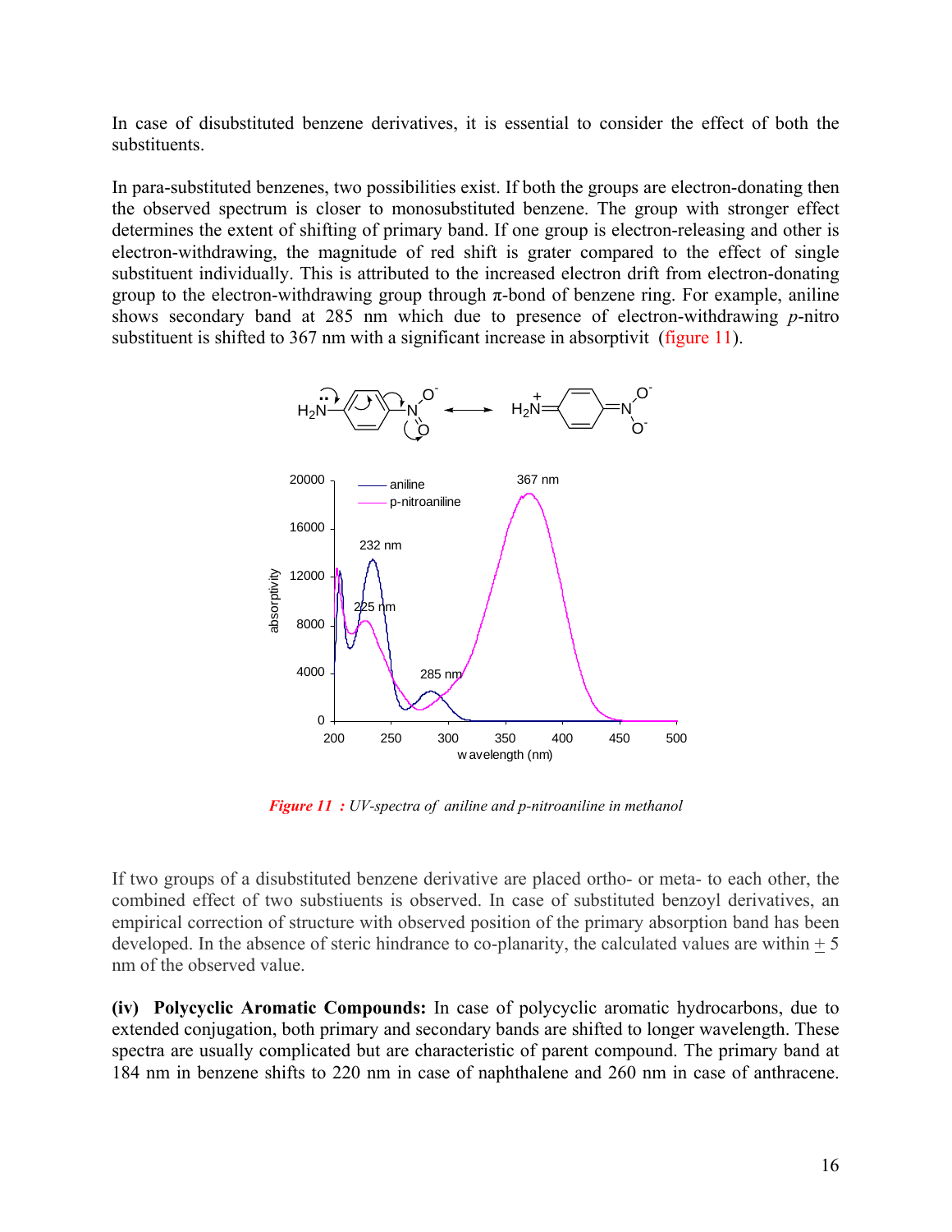In case of disubstituted benzene derivatives, it is essential to consider the effect of both the substituents.

In para-substituted benzenes, two possibilities exist. If both the groups are electron-donating then the observed spectrum is closer to monosubstituted benzene. The group with stronger effect determines the extent of shifting of primary band. If one group is electron-releasing and other is electron-withdrawing, the magnitude of red shift is grater compared to the effect of single substituent individually. This is attributed to the increased electron drift from electron-donating group to the electron-withdrawing group through π-bond of benzene ring. For example, aniline shows secondary band at 285 nm which due to presence of electron-withdrawing *p*-nitro substituent is shifted to 367 nm with a significant increase in absorptivit (figure 11).

***Figure 11 :*** *UV-spectra of aniline and p-nitroaniline in methanol*

If two groups of a disubstituted benzene derivative are placed ortho- or meta- to each other, the combined effect of two substiuents is observed. In case of substituted benzoyl derivatives, an empirical correction of structure with observed position of the primary absorption band has been developed. In the absence of steric hindrance to co-planarity, the calculated values are within ± 5 nm of the observed value.

**(iv) Polycyclic Aromatic Compounds:** In case of polycyclic aromatic hydrocarbons, due to extended conjugation, both primary and secondary bands are shifted to longer wavelength. These spectra are usually complicated but are characteristic of parent compound. The primary band at 184 nm in benzene shifts to 220 nm in case of naphthalene and 260 nm in case of anthracene.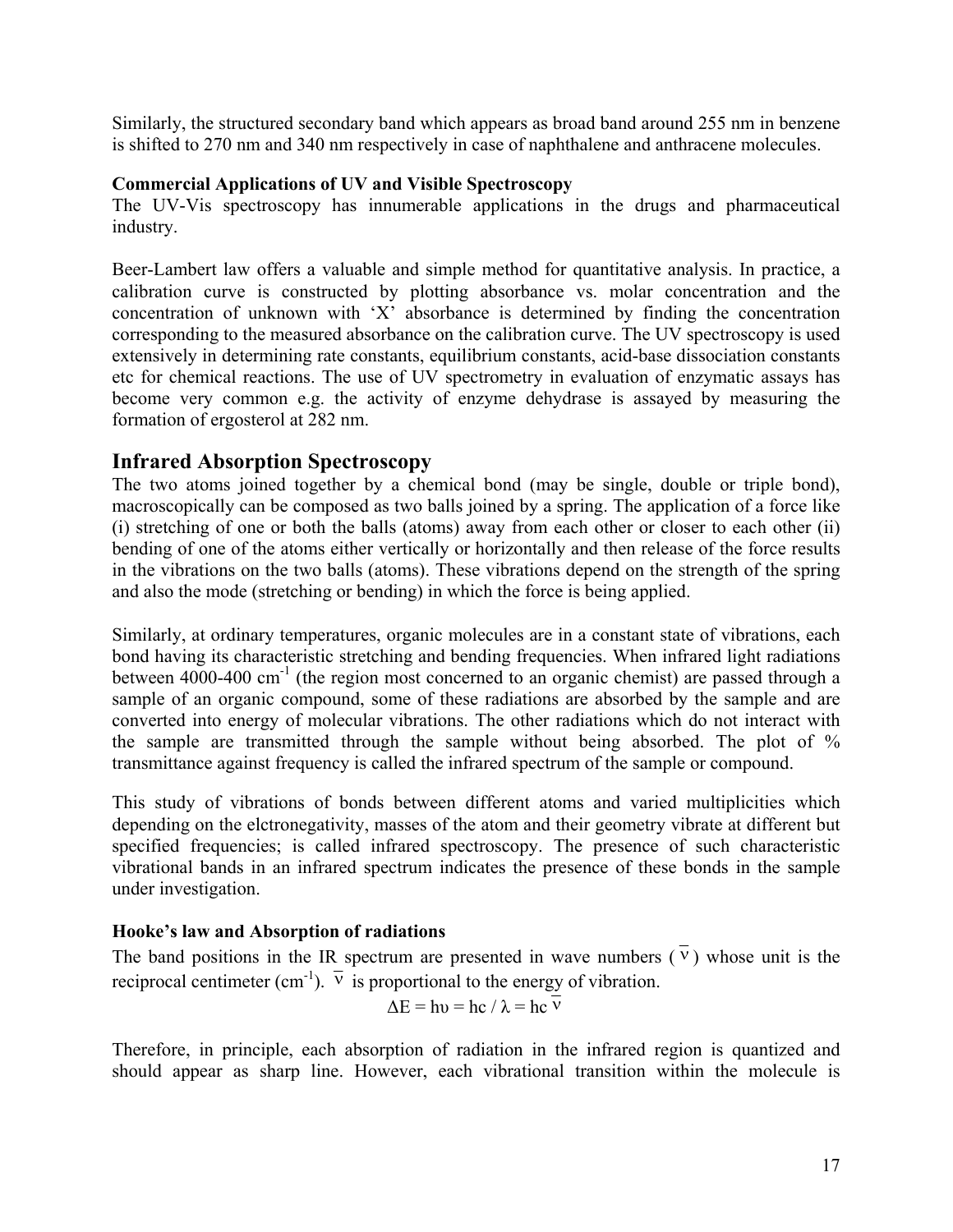Similarly, the structured secondary band which appears as broad band around 255 nm in benzene is shifted to 270 nm and 340 nm respectively in case of naphthalene and anthracene molecules.

**Commercial Applications of UV and Visible Spectroscopy**

The UV-Vis spectroscopy has innumerable applications in the drugs and pharmaceutical industry.

Beer-Lambert law offers a valuable and simple method for quantitative analysis. In practice, a calibration curve is constructed by plotting absorbance vs. molar concentration and the concentration of unknown with 'X' absorbance is determined by finding the concentration corresponding to the measured absorbance on the calibration curve. The UV spectroscopy is used extensively in determining rate constants, equilibrium constants, acid-base dissociation constants etc for chemical reactions. The use of UV spectrometry in evaluation of enzymatic assays has become very common e.g. the activity of enzyme dehydrase is assayed by measuring the formation of ergosterol at 282 nm.

## Infrared Absorption Spectroscopy

The two atoms joined together by a chemical bond (may be single, double or triple bond), macroscopically can be composed as two balls joined by a spring. The application of a force like (i) stretching of one or both the balls (atoms) away from each other or closer to each other (ii) bending of one of the atoms either vertically or horizontally and then release of the force results in the vibrations on the two balls (atoms). These vibrations depend on the strength of the spring and also the mode (stretching or bending) in which the force is being applied.

Similarly, at ordinary temperatures, organic molecules are in a constant state of vibrations, each bond having its characteristic stretching and bending frequencies. When infrared light radiations between 4000-400 $cm^{-1}$ (the region most concerned to an organic chemist) are passed through a sample of an organic compound, some of these radiations are absorbed by the sample and are converted into energy of molecular vibrations. The other radiations which do not interact with the sample are transmitted through the sample without being absorbed. The plot of % transmittance against frequency is called the infrared spectrum of the sample or compound.

This study of vibrations of bonds between different atoms and varied multiplicities which depending on the elctronegativity, masses of the atom and their geometry vibrate at different but specified frequencies; is called infrared spectroscopy. The presence of such characteristic vibrational bands in an infrared spectrum indicates the presence of these bonds in the sample under investigation.

**Hooke's law and Absorption of radiations**

The band positions in the IR spectrum are presented in wave numbers ($\bar{\nu}$) whose unit is the reciprocal centimeter ($cm^{-1}$). $\bar{\nu}$ is proportional to the energy of vibration.

$$\Delta E = h\upsilon = hc / \lambda = hc\,\bar{\nu}$$

Therefore, in principle, each absorption of radiation in the infrared region is quantized and should appear as sharp line. However, each vibrational transition within the molecule is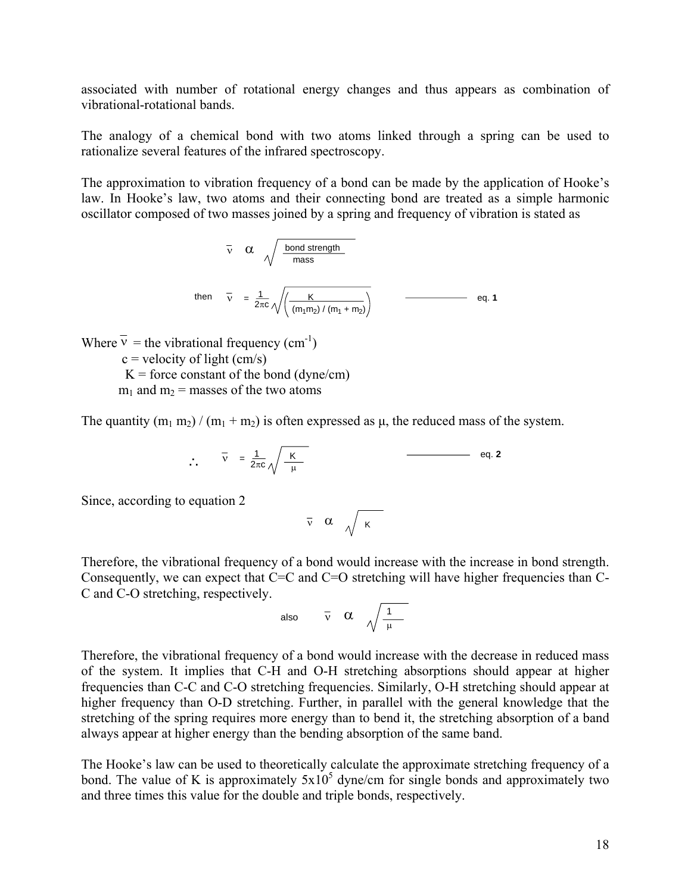associated with number of rotational energy changes and thus appears as combination of vibrational-rotational bands.

The analogy of a chemical bond with two atoms linked through a spring can be used to rationalize several features of the infrared spectroscopy.

The approximation to vibration frequency of a bond can be made by the application of Hooke's law. In Hooke's law, two atoms and their connecting bond are treated as a simple harmonic oscillator composed of two masses joined by a spring and frequency of vibration is stated as

$$\bar{\nu} \ \alpha \ \sqrt{\frac{\text{bond strength}}{\text{mass}}}$$

$$\text{then} \quad \bar{\nu} = \frac{1}{2\pi c}\sqrt{\left(\frac{K}{(m_1 m_2) / (m_1 + m_2)}\right)} \qquad \text{———— eq. } \mathbf{1}$$

Where $\bar{\nu}$ = the vibrational frequency ($cm^{-1}$)
c = velocity of light (cm/s)
K = force constant of the bond (dyne/cm)
$m_1$ and $m_2$ = masses of the two atoms

The quantity $(m_1 m_2) / (m_1 + m_2)$ is often expressed as $\mu$, the reduced mass of the system.

$$\therefore \quad \bar{\nu} = \frac{1}{2\pi c}\sqrt{\frac{K}{\mu}} \qquad \text{———— eq. } \mathbf{2}$$

Since, according to equation 2

$$\bar{\nu} \ \alpha \ \sqrt{K}$$

Therefore, the vibrational frequency of a bond would increase with the increase in bond strength. Consequently, we can expect that C=C and C=O stretching will have higher frequencies than C-C and C-O stretching, respectively.

$$\text{also} \quad \bar{\nu} \ \alpha \ \sqrt{\frac{1}{\mu}}$$

Therefore, the vibrational frequency of a bond would increase with the decrease in reduced mass of the system. It implies that C-H and O-H stretching absorptions should appear at higher frequencies than C-C and C-O stretching frequencies. Similarly, O-H stretching should appear at higher frequency than O-D stretching. Further, in parallel with the general knowledge that the stretching of the spring requires more energy than to bend it, the stretching absorption of a band always appear at higher energy than the bending absorption of the same band.

The Hooke's law can be used to theoretically calculate the approximate stretching frequency of a bond. The value of K is approximately $5 \times 10^5$ dyne/cm for single bonds and approximately two and three times this value for the double and triple bonds, respectively.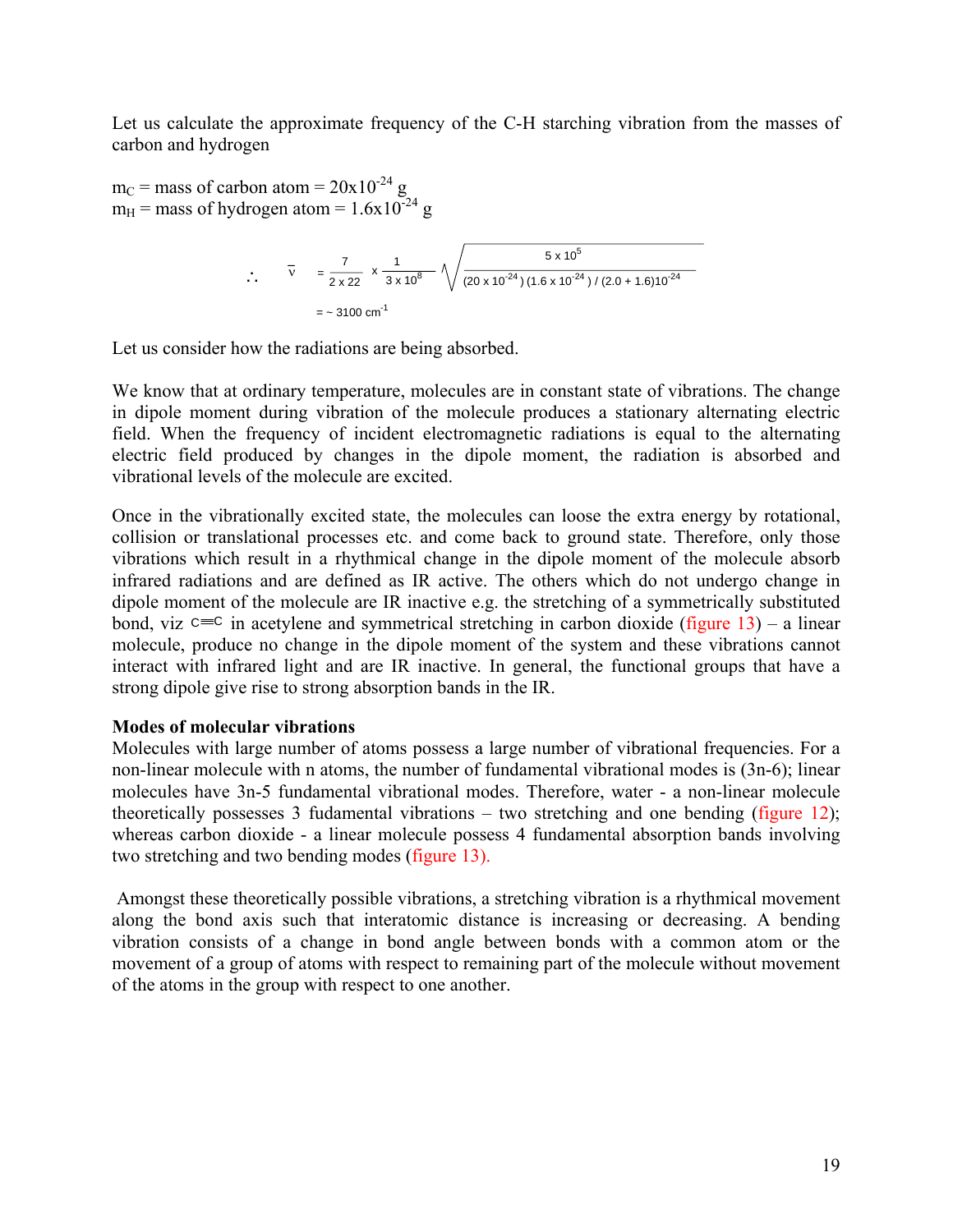Let us calculate the approximate frequency of the C-H starching vibration from the masses of carbon and hydrogen

$m_C$ = mass of carbon atom = $20 \times 10^{-24}$ g
$m_H$ = mass of hydrogen atom = $1.6 \times 10^{-24}$ g

$$\therefore \quad \bar{\nu} = \frac{7}{2 \times 22} \times \frac{1}{3 \times 10^{8}} \sqrt{\frac{5 \times 10^{5}}{(20 \times 10^{-24})(1.6 \times 10^{-24}) / (2.0 + 1.6)10^{-24}}}$$

$$= \sim 3100 \text{ cm}^{-1}$$

Let us consider how the radiations are being absorbed.

We know that at ordinary temperature, molecules are in constant state of vibrations. The change in dipole moment during vibration of the molecule produces a stationary alternating electric field. When the frequency of incident electromagnetic radiations is equal to the alternating electric field produced by changes in the dipole moment, the radiation is absorbed and vibrational levels of the molecule are excited.

Once in the vibrationally excited state, the molecules can loose the extra energy by rotational, collision or translational processes etc. and come back to ground state. Therefore, only those vibrations which result in a rhythmical change in the dipole moment of the molecule absorb infrared radiations and are defined as IR active. The others which do not undergo change in dipole moment of the molecule are IR inactive e.g. the stretching of a symmetrically substituted bond, viz C≡C in acetylene and symmetrical stretching in carbon dioxide (figure 13) – a linear molecule, produce no change in the dipole moment of the system and these vibrations cannot interact with infrared light and are IR inactive. In general, the functional groups that have a strong dipole give rise to strong absorption bands in the IR.

**Modes of molecular vibrations**

Molecules with large number of atoms possess a large number of vibrational frequencies. For a non-linear molecule with n atoms, the number of fundamental vibrational modes is (3n-6); linear molecules have 3n-5 fundamental vibrational modes. Therefore, water - a non-linear molecule theoretically possesses 3 fudamental vibrations – two stretching and one bending (figure 12); whereas carbon dioxide - a linear molecule possess 4 fundamental absorption bands involving two stretching and two bending modes (figure 13).

Amongst these theoretically possible vibrations, a stretching vibration is a rhythmical movement along the bond axis such that interatomic distance is increasing or decreasing. A bending vibration consists of a change in bond angle between bonds with a common atom or the movement of a group of atoms with respect to remaining part of the molecule without movement of the atoms in the group with respect to one another.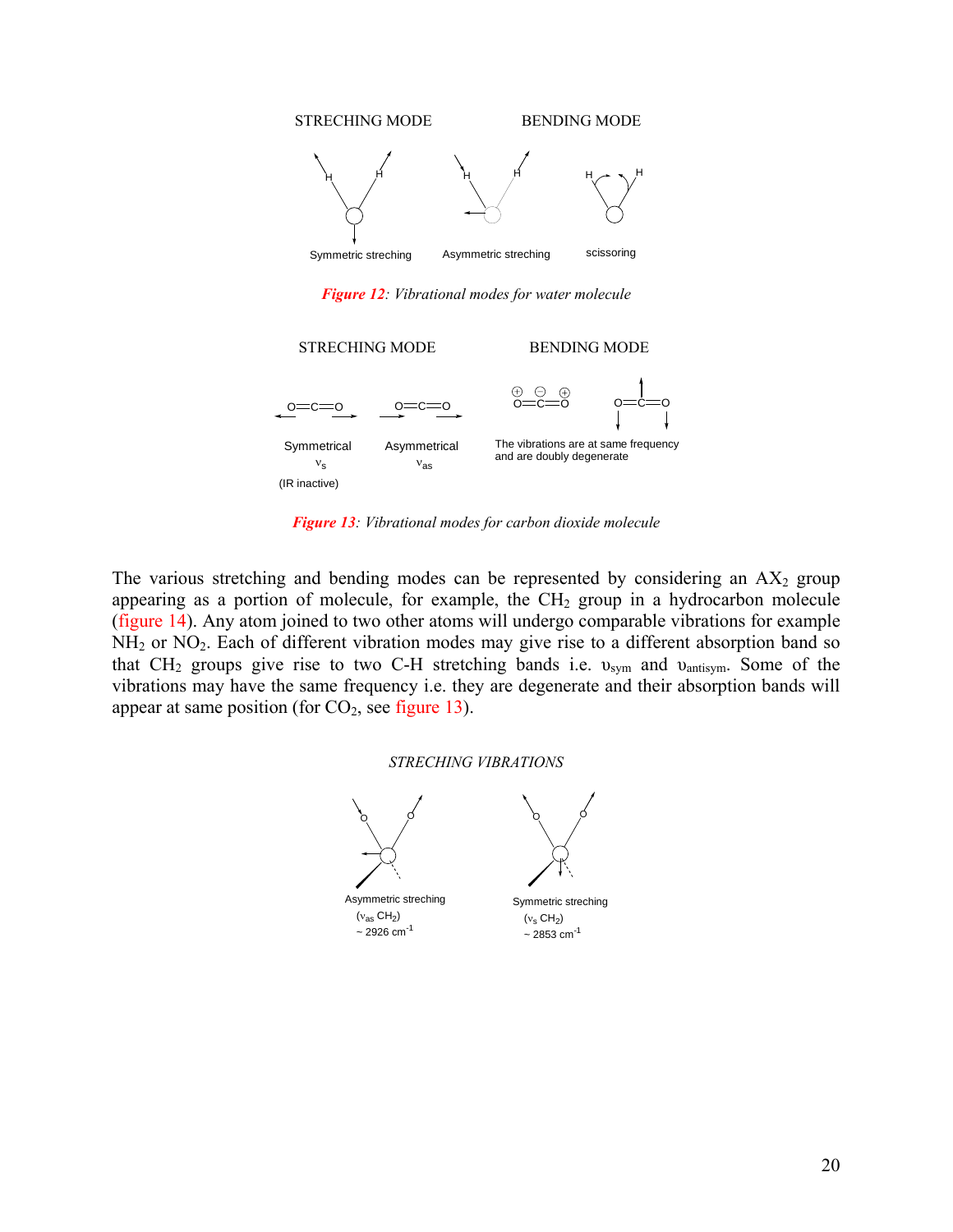STRECHING MODE BENDING MODE

Symmetric streching Asymmetric streching scissoring

*Figure 12: Vibrational modes for water molecule*

STRECHING MODE BENDING MODE

Symmetrical $\nu_s$ (IR inactive) Asymmetrical $\nu_{as}$ The vibrations are at same frequency and are doubly degenerate

*Figure 13: Vibrational modes for carbon dioxide molecule*

The various stretching and bending modes can be represented by considering an $AX_2$ group appearing as a portion of molecule, for example, the $CH_2$ group in a hydrocarbon molecule (figure 14). Any atom joined to two other atoms will undergo comparable vibrations for example $NH_2$ or $NO_2$. Each of different vibration modes may give rise to a different absorption band so that $CH_2$ groups give rise to two C-H stretching bands i.e. $\upsilon_{sym}$ and $\upsilon_{antisym}$. Some of the vibrations may have the same frequency i.e. they are degenerate and their absorption bands will appear at same position (for $CO_2$, see figure 13).

*STRECHING VIBRATIONS*

Asymmetric streching ($\nu_{as}$ $CH_2$) ~ 2926 $cm^{-1}$

Symmetric streching ($\nu_s$ $CH_2$) ~ 2853 $cm^{-1}$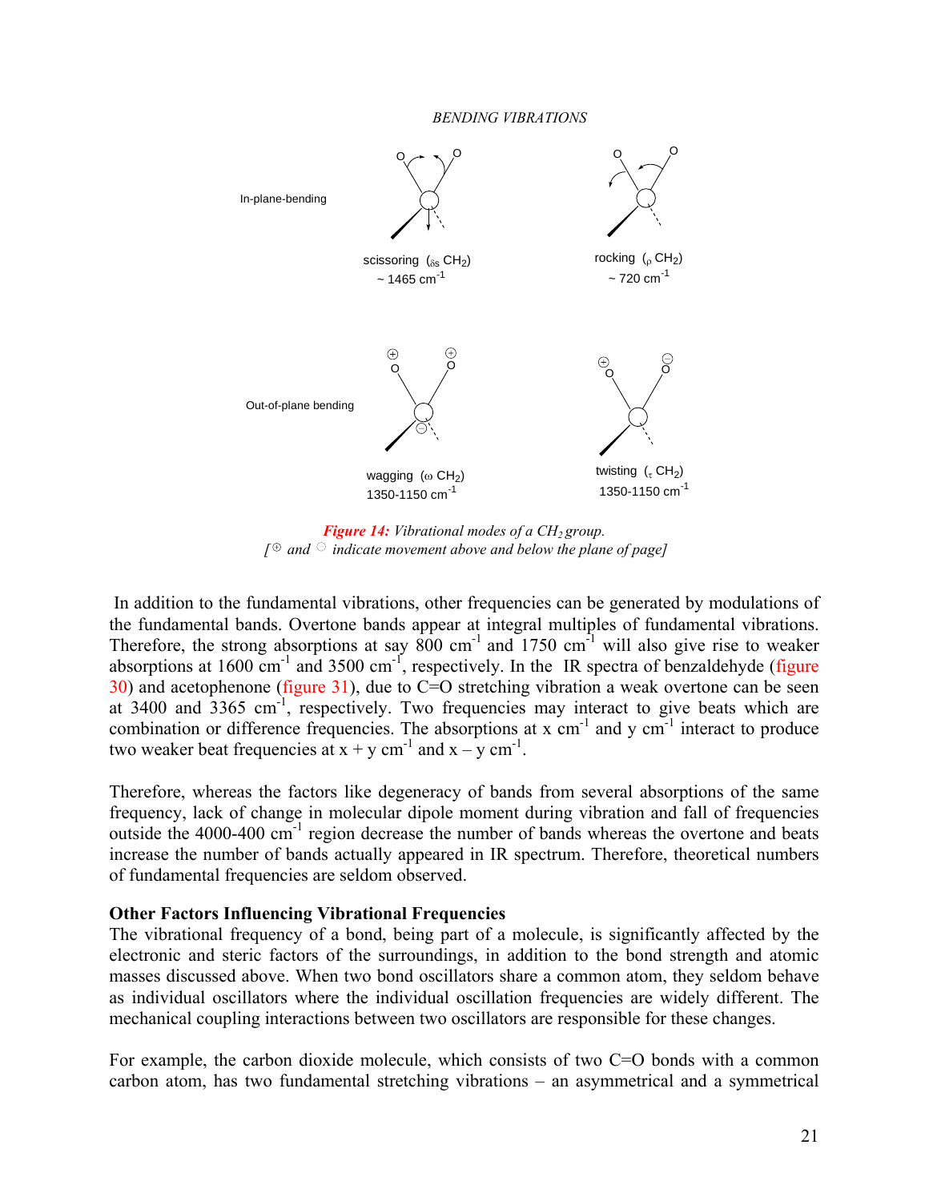*BENDING VIBRATIONS*

In-plane-bending

scissoring ($\delta_s$ $CH_2$) ~ 1465 cm$^{-1}$

rocking ($\rho$ $CH_2$) ~ 720 cm$^{-1}$

Out-of-plane bending

wagging ($\omega$ $CH_2$) 1350-1150 cm$^{-1}$

twisting ($\tau$ $CH_2$) 1350-1150 cm$^{-1}$

***Figure 14:*** *Vibrational modes of a $CH_2$ group.*
*[⊕ and ⊖ indicate movement above and below the plane of page]*

In addition to the fundamental vibrations, other frequencies can be generated by modulations of the fundamental bands. Overtone bands appear at integral multiples of fundamental vibrations. Therefore, the strong absorptions at say 800 cm$^{-1}$ and 1750 cm$^{-1}$ will also give rise to weaker absorptions at 1600 cm$^{-1}$ and 3500 cm$^{-1}$, respectively. In the IR spectra of benzaldehyde (figure 30) and acetophenone (figure 31), due to C=O stretching vibration a weak overtone can be seen at 3400 and 3365 cm$^{-1}$, respectively. Two frequencies may interact to give beats which are combination or difference frequencies. The absorptions at x cm$^{-1}$ and y cm$^{-1}$ interact to produce two weaker beat frequencies at x + y cm$^{-1}$ and x – y cm$^{-1}$.

Therefore, whereas the factors like degeneracy of bands from several absorptions of the same frequency, lack of change in molecular dipole moment during vibration and fall of frequencies outside the 4000-400 cm$^{-1}$ region decrease the number of bands whereas the overtone and beats increase the number of bands actually appeared in IR spectrum. Therefore, theoretical numbers of fundamental frequencies are seldom observed.

**Other Factors Influencing Vibrational Frequencies**

The vibrational frequency of a bond, being part of a molecule, is significantly affected by the electronic and steric factors of the surroundings, in addition to the bond strength and atomic masses discussed above. When two bond oscillators share a common atom, they seldom behave as individual oscillators where the individual oscillation frequencies are widely different. The mechanical coupling interactions between two oscillators are responsible for these changes.

For example, the carbon dioxide molecule, which consists of two C=O bonds with a common carbon atom, has two fundamental stretching vibrations – an asymmetrical and a symmetrical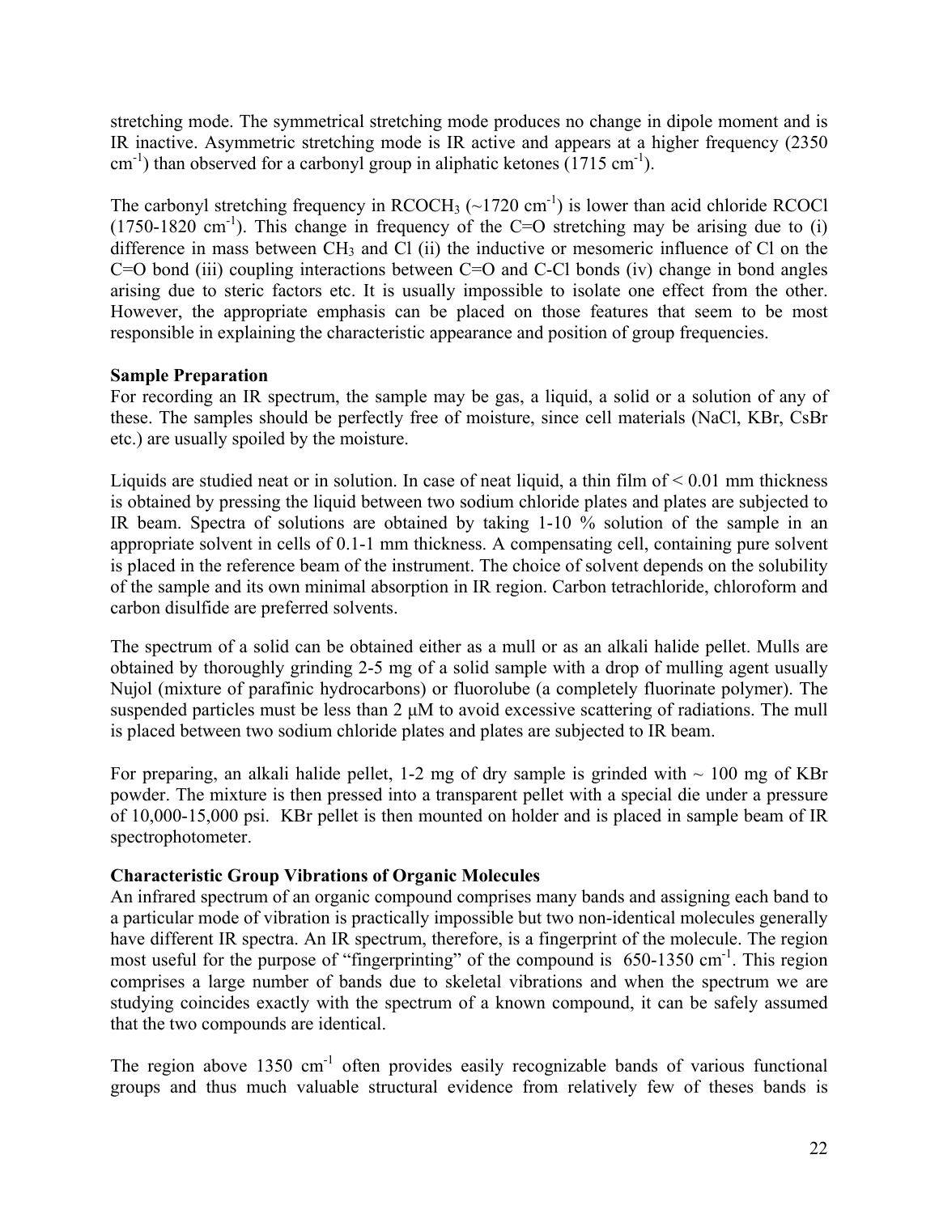stretching mode. The symmetrical stretching mode produces no change in dipole moment and is IR inactive. Asymmetric stretching mode is IR active and appears at a higher frequency (2350 $cm^{-1}$) than observed for a carbonyl group in aliphatic ketones (1715 $cm^{-1}$).

The carbonyl stretching frequency in $RCOCH_3$ (~1720 $cm^{-1}$) is lower than acid chloride RCOCl (1750-1820 $cm^{-1}$). This change in frequency of the C=O stretching may be arising due to (i) difference in mass between $CH_3$ and Cl (ii) the inductive or mesomeric influence of Cl on the C=O bond (iii) coupling interactions between C=O and C-Cl bonds (iv) change in bond angles arising due to steric factors etc. It is usually impossible to isolate one effect from the other. However, the appropriate emphasis can be placed on those features that seem to be most responsible in explaining the characteristic appearance and position of group frequencies.

**Sample Preparation**

For recording an IR spectrum, the sample may be gas, a liquid, a solid or a solution of any of these. The samples should be perfectly free of moisture, since cell materials (NaCl, KBr, CsBr etc.) are usually spoiled by the moisture.

Liquids are studied neat or in solution. In case of neat liquid, a thin film of < 0.01 mm thickness is obtained by pressing the liquid between two sodium chloride plates and plates are subjected to IR beam. Spectra of solutions are obtained by taking 1-10 % solution of the sample in an appropriate solvent in cells of 0.1-1 mm thickness. A compensating cell, containing pure solvent is placed in the reference beam of the instrument. The choice of solvent depends on the solubility of the sample and its own minimal absorption in IR region. Carbon tetrachloride, chloroform and carbon disulfide are preferred solvents.

The spectrum of a solid can be obtained either as a mull or as an alkali halide pellet. Mulls are obtained by thoroughly grinding 2-5 mg of a solid sample with a drop of mulling agent usually Nujol (mixture of parafinic hydrocarbons) or fluorolube (a completely fluorinate polymer). The suspended particles must be less than 2 μM to avoid excessive scattering of radiations. The mull is placed between two sodium chloride plates and plates are subjected to IR beam.

For preparing, an alkali halide pellet, 1-2 mg of dry sample is grinded with ~ 100 mg of KBr powder. The mixture is then pressed into a transparent pellet with a special die under a pressure of 10,000-15,000 psi. KBr pellet is then mounted on holder and is placed in sample beam of IR spectrophotometer.

**Characteristic Group Vibrations of Organic Molecules**

An infrared spectrum of an organic compound comprises many bands and assigning each band to a particular mode of vibration is practically impossible but two non-identical molecules generally have different IR spectra. An IR spectrum, therefore, is a fingerprint of the molecule. The region most useful for the purpose of "fingerprinting" of the compound is 650-1350 $cm^{-1}$. This region comprises a large number of bands due to skeletal vibrations and when the spectrum we are studying coincides exactly with the spectrum of a known compound, it can be safely assumed that the two compounds are identical.

The region above 1350 $cm^{-1}$ often provides easily recognizable bands of various functional groups and thus much valuable structural evidence from relatively few of theses bands is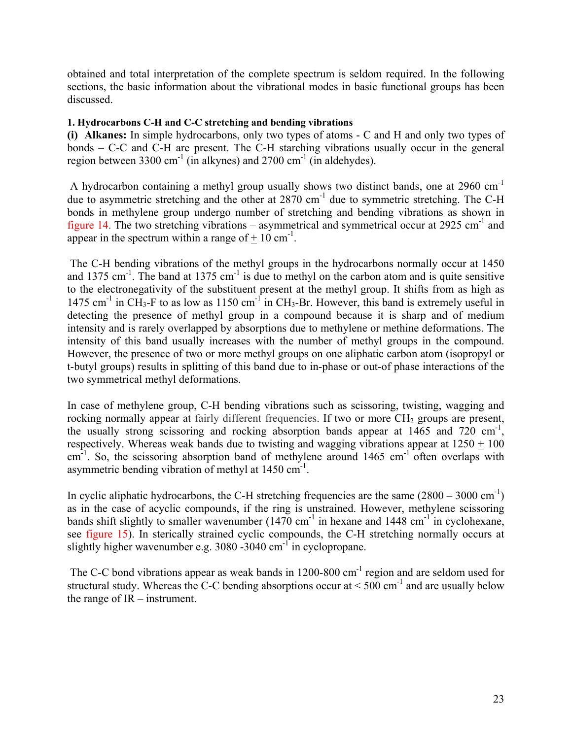obtained and total interpretation of the complete spectrum is seldom required. In the following sections, the basic information about the vibrational modes in basic functional groups has been discussed.

**1. Hydrocarbons C-H and C-C stretching and bending vibrations**

**(i) Alkanes:** In simple hydrocarbons, only two types of atoms - C and H and only two types of bonds – C-C and C-H are present. The C-H starching vibrations usually occur in the general region between 3300 $cm^{-1}$ (in alkynes) and 2700 $cm^{-1}$ (in aldehydes).

A hydrocarbon containing a methyl group usually shows two distinct bands, one at 2960 $cm^{-1}$ due to asymmetric stretching and the other at 2870 $cm^{-1}$ due to symmetric stretching. The C-H bonds in methylene group undergo number of stretching and bending vibrations as shown in figure 14. The two stretching vibrations – asymmetrical and symmetrical occur at 2925 $cm^{-1}$ and appear in the spectrum within a range of $\pm$ 10 $cm^{-1}$.

The C-H bending vibrations of the methyl groups in the hydrocarbons normally occur at 1450 and 1375 $cm^{-1}$. The band at 1375 $cm^{-1}$ is due to methyl on the carbon atom and is quite sensitive to the electronegativity of the substituent present at the methyl group. It shifts from as high as 1475 $cm^{-1}$ in $CH_3$-F to as low as 1150 $cm^{-1}$ in $CH_3$-Br. However, this band is extremely useful in detecting the presence of methyl group in a compound because it is sharp and of medium intensity and is rarely overlapped by absorptions due to methylene or methine deformations. The intensity of this band usually increases with the number of methyl groups in the compound. However, the presence of two or more methyl groups on one aliphatic carbon atom (isopropyl or t-butyl groups) results in splitting of this band due to in-phase or out-of phase interactions of the two symmetrical methyl deformations.

In case of methylene group, C-H bending vibrations such as scissoring, twisting, wagging and rocking normally appear at fairly different frequencies. If two or more $CH_2$ groups are present, the usually strong scissoring and rocking absorption bands appear at 1465 and 720 $cm^{-1}$, respectively. Whereas weak bands due to twisting and wagging vibrations appear at 1250 $\pm$ 100 $cm^{-1}$. So, the scissoring absorption band of methylene around 1465 $cm^{-1}$ often overlaps with asymmetric bending vibration of methyl at 1450 $cm^{-1}$.

In cyclic aliphatic hydrocarbons, the C-H stretching frequencies are the same (2800 – 3000 $cm^{-1}$) as in the case of acyclic compounds, if the ring is unstrained. However, methylene scissoring bands shift slightly to smaller wavenumber (1470 $cm^{-1}$ in hexane and 1448 $cm^{-1}$ in cyclohexane, see figure 15). In sterically strained cyclic compounds, the C-H stretching normally occurs at slightly higher wavenumber e.g. 3080 -3040 $cm^{-1}$ in cyclopropane.

The C-C bond vibrations appear as weak bands in 1200-800 $cm^{-1}$ region and are seldom used for structural study. Whereas the C-C bending absorptions occur at < 500 $cm^{-1}$ and are usually below the range of IR – instrument.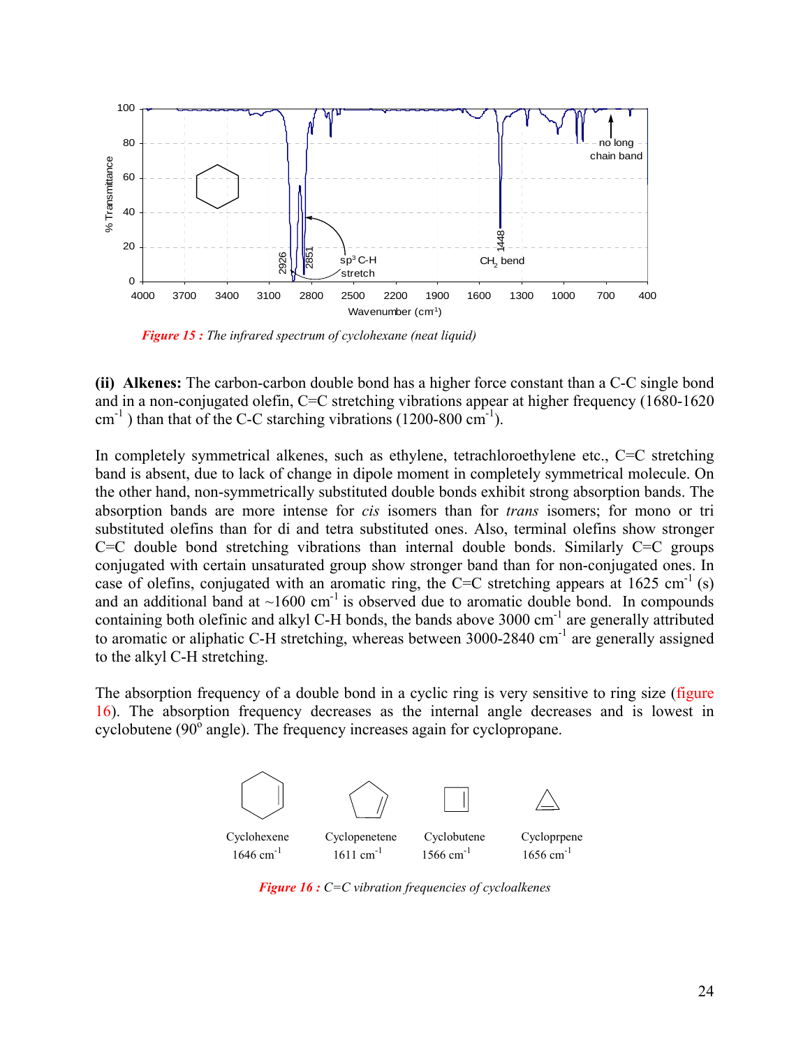*Figure 15 : The infrared spectrum of cyclohexane (neat liquid)*

**(ii) Alkenes:** The carbon-carbon double bond has a higher force constant than a C-C single bond and in a non-conjugated olefin, C=C stretching vibrations appear at higher frequency (1680-1620 $cm^{-1}$ ) than that of the C-C starching vibrations (1200-800 $cm^{-1}$).

In completely symmetrical alkenes, such as ethylene, tetrachloroethylene etc., C=C stretching band is absent, due to lack of change in dipole moment in completely symmetrical molecule. On the other hand, non-symmetrically substituted double bonds exhibit strong absorption bands. The absorption bands are more intense for *cis* isomers than for *trans* isomers; for mono or tri substituted olefins than for di and tetra substituted ones. Also, terminal olefins show stronger C=C double bond stretching vibrations than internal double bonds. Similarly C=C groups conjugated with certain unsaturated group show stronger band than for non-conjugated ones. In case of olefins, conjugated with an aromatic ring, the C=C stretching appears at 1625 $cm^{-1}$ (s) and an additional band at ~1600 $cm^{-1}$ is observed due to aromatic double bond. In compounds containing both olefinic and alkyl C-H bonds, the bands above 3000 $cm^{-1}$ are generally attributed to aromatic or aliphatic C-H stretching, whereas between 3000-2840 $cm^{-1}$ are generally assigned to the alkyl C-H stretching.

The absorption frequency of a double bond in a cyclic ring is very sensitive to ring size (figure 16). The absorption frequency decreases as the internal angle decreases and is lowest in cyclobutene ($90^o$ angle). The frequency increases again for cyclopropane.

Cyclohexene 1646 $cm^{-1}$ | Cyclopenetene 1611 $cm^{-1}$ | Cyclobutene 1566 $cm^{-1}$ | Cycloprpene 1656 $cm^{-1}$

*Figure 16 : C=C vibration frequencies of cycloalkenes*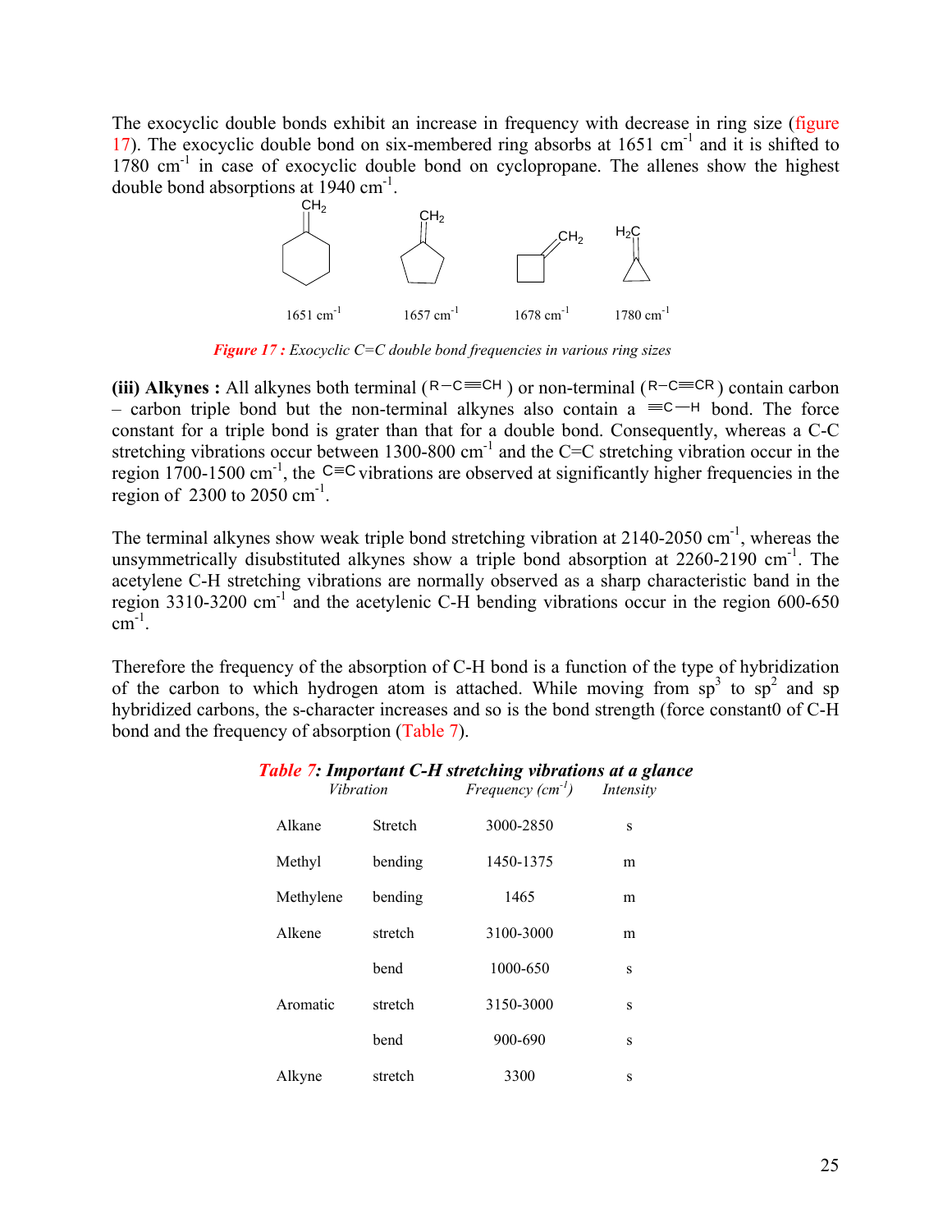The exocyclic double bonds exhibit an increase in frequency with decrease in ring size (figure 17). The exocyclic double bond on six-membered ring absorbs at 1651 $cm^{-1}$ and it is shifted to 1780 $cm^{-1}$ in case of exocyclic double bond on cyclopropane. The allenes show the highest double bond absorptions at 1940 $cm^{-1}$.

1651 $cm^{-1}$  1657 $cm^{-1}$  1678 $cm^{-1}$  1780 $cm^{-1}$

*Figure 17 : Exocyclic C=C double bond frequencies in various ring sizes*

**(iii) Alkynes :** All alkynes both terminal (R−C≡CH ) or non-terminal (R−C≡CR ) contain carbon – carbon triple bond but the non-terminal alkynes also contain a ≡C—H bond. The force constant for a triple bond is grater than that for a double bond. Consequently, whereas a C-C stretching vibrations occur between 1300-800 $cm^{-1}$ and the C=C stretching vibration occur in the region 1700-1500 $cm^{-1}$, the C≡C vibrations are observed at significantly higher frequencies in the region of 2300 to 2050 $cm^{-1}$.

The terminal alkynes show weak triple bond stretching vibration at 2140-2050 $cm^{-1}$, whereas the unsymmetrically disubstituted alkynes show a triple bond absorption at 2260-2190 $cm^{-1}$. The acetylene C-H stretching vibrations are normally observed as a sharp characteristic band in the region 3310-3200 $cm^{-1}$ and the acetylenic C-H bending vibrations occur in the region 600-650 $cm^{-1}$.

Therefore the frequency of the absorption of C-H bond is a function of the type of hybridization of the carbon to which hydrogen atom is attached. While moving from $sp^3$ to $sp^2$ and sp hybridized carbons, the s-character increases and so is the bond strength (force constant0 of C-H bond and the frequency of absorption (Table 7).

***Table 7: Important C-H stretching vibrations at a glance***

| *Vibration* | | *Frequency ($cm^{-1}$)* | *Intensity* |
|---|---|---|---|
| Alkane | Stretch | 3000-2850 | s |
| Methyl | bending | 1450-1375 | m |
| Methylene | bending | 1465 | m |
| Alkene | stretch | 3100-3000 | m |
| | bend | 1000-650 | s |
| Aromatic | stretch | 3150-3000 | s |
| | bend | 900-690 | s |
| Alkyne | stretch | 3300 | s |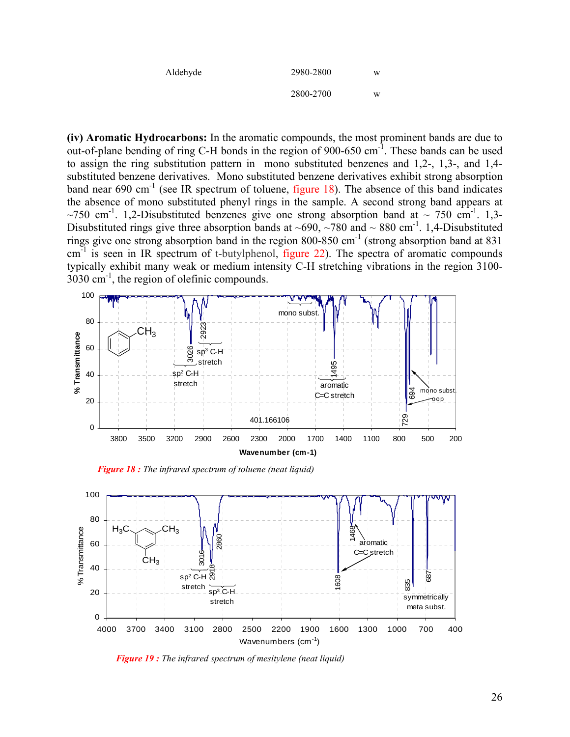| | | |
|---|---|---|
| Aldehyde | 2980-2800 | w |
| | 2800-2700 | w |

**(iv) Aromatic Hydrocarbons:** In the aromatic compounds, the most prominent bands are due to out-of-plane bending of ring C-H bonds in the region of 900-650 $cm^{-1}$. These bands can be used to assign the ring substitution pattern in mono substituted benzenes and 1,2-, 1,3-, and 1,4-substituted benzene derivatives. Mono substituted benzene derivatives exhibit strong absorption band near 690 $cm^{-1}$ (see IR spectrum of toluene, figure 18). The absence of this band indicates the absence of mono substituted phenyl rings in the sample. A second strong band appears at ~750 $cm^{-1}$. 1,2-Disubstituted benzenes give one strong absorption band at ~ 750 $cm^{-1}$. 1,3-Disubstituted rings give three absorption bands at ~690, ~780 and ~ 880 $cm^{-1}$. 1,4-Disubstituted rings give one strong absorption band in the region 800-850 $cm^{-1}$ (strong absorption band at 831 $cm^{-1}$ is seen in IR spectrum of t-butylphenol, figure 22). The spectra of aromatic compounds typically exhibit many weak or medium intensity C-H stretching vibrations in the region 3100-3030 $cm^{-1}$, the region of olefinic compounds.

*Figure 18 : The infrared spectrum of toluene (neat liquid)*

*Figure 19 : The infrared spectrum of mesitylene (neat liquid)*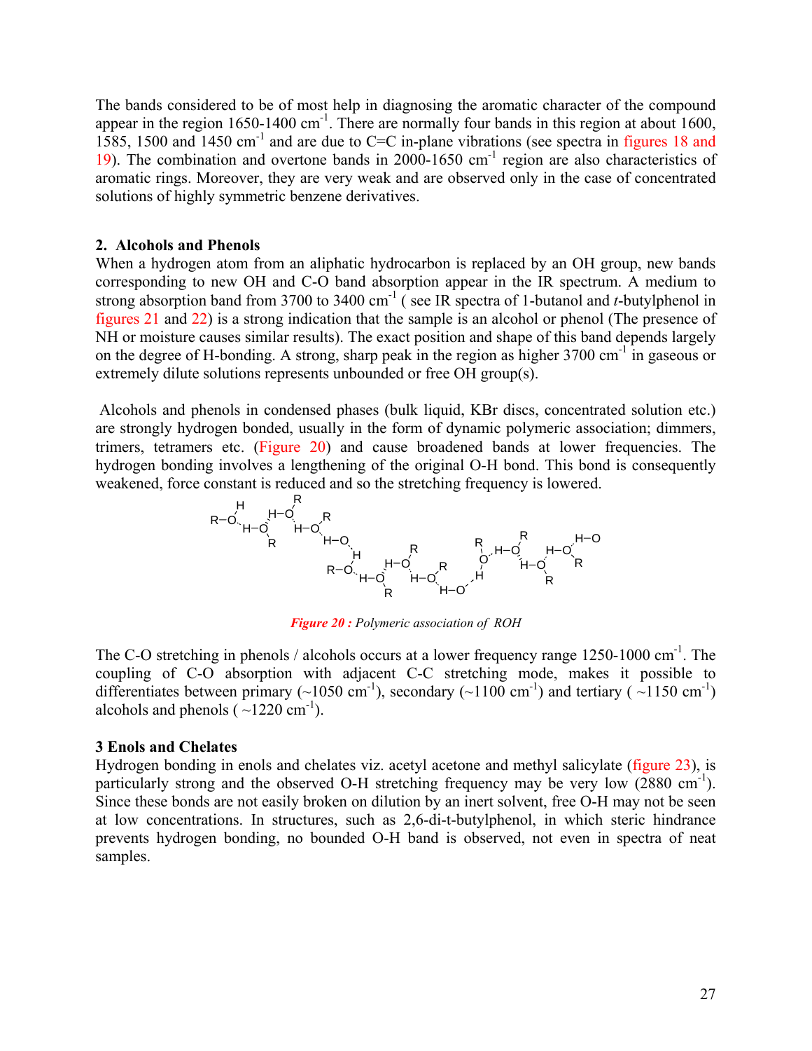The bands considered to be of most help in diagnosing the aromatic character of the compound appear in the region 1650-1400 $cm^{-1}$. There are normally four bands in this region at about 1600, 1585, 1500 and 1450 $cm^{-1}$ and are due to C=C in-plane vibrations (see spectra in figures 18 and 19). The combination and overtone bands in 2000-1650 $cm^{-1}$ region are also characteristics of aromatic rings. Moreover, they are very weak and are observed only in the case of concentrated solutions of highly symmetric benzene derivatives.

## 2. Alcohols and Phenols

When a hydrogen atom from an aliphatic hydrocarbon is replaced by an OH group, new bands corresponding to new OH and C-O band absorption appear in the IR spectrum. A medium to strong absorption band from 3700 to 3400 $cm^{-1}$ ( see IR spectra of 1-butanol and *t*-butylphenol in figures 21 and 22) is a strong indication that the sample is an alcohol or phenol (The presence of NH or moisture causes similar results). The exact position and shape of this band depends largely on the degree of H-bonding. A strong, sharp peak in the region as higher 3700 $cm^{-1}$ in gaseous or extremely dilute solutions represents unbounded or free OH group(s).

Alcohols and phenols in condensed phases (bulk liquid, KBr discs, concentrated solution etc.) are strongly hydrogen bonded, usually in the form of dynamic polymeric association; dimmers, trimers, tetramers etc. (Figure 20) and cause broadened bands at lower frequencies. The hydrogen bonding involves a lengthening of the original O-H bond. This bond is consequently weakened, force constant is reduced and so the stretching frequency is lowered.

***Figure 20 :*** *Polymeric association of ROH*

The C-O stretching in phenols / alcohols occurs at a lower frequency range 1250-1000 $cm^{-1}$. The coupling of C-O absorption with adjacent C-C stretching mode, makes it possible to differentiates between primary (~1050 $cm^{-1}$), secondary (~1100 $cm^{-1}$) and tertiary ( ~1150 $cm^{-1}$) alcohols and phenols ( ~1220 $cm^{-1}$).

## 3 Enols and Chelates

Hydrogen bonding in enols and chelates viz. acetyl acetone and methyl salicylate (figure 23), is particularly strong and the observed O-H stretching frequency may be very low (2880 $cm^{-1}$). Since these bonds are not easily broken on dilution by an inert solvent, free O-H may not be seen at low concentrations. In structures, such as 2,6-di-t-butylphenol, in which steric hindrance prevents hydrogen bonding, no bounded O-H band is observed, not even in spectra of neat samples.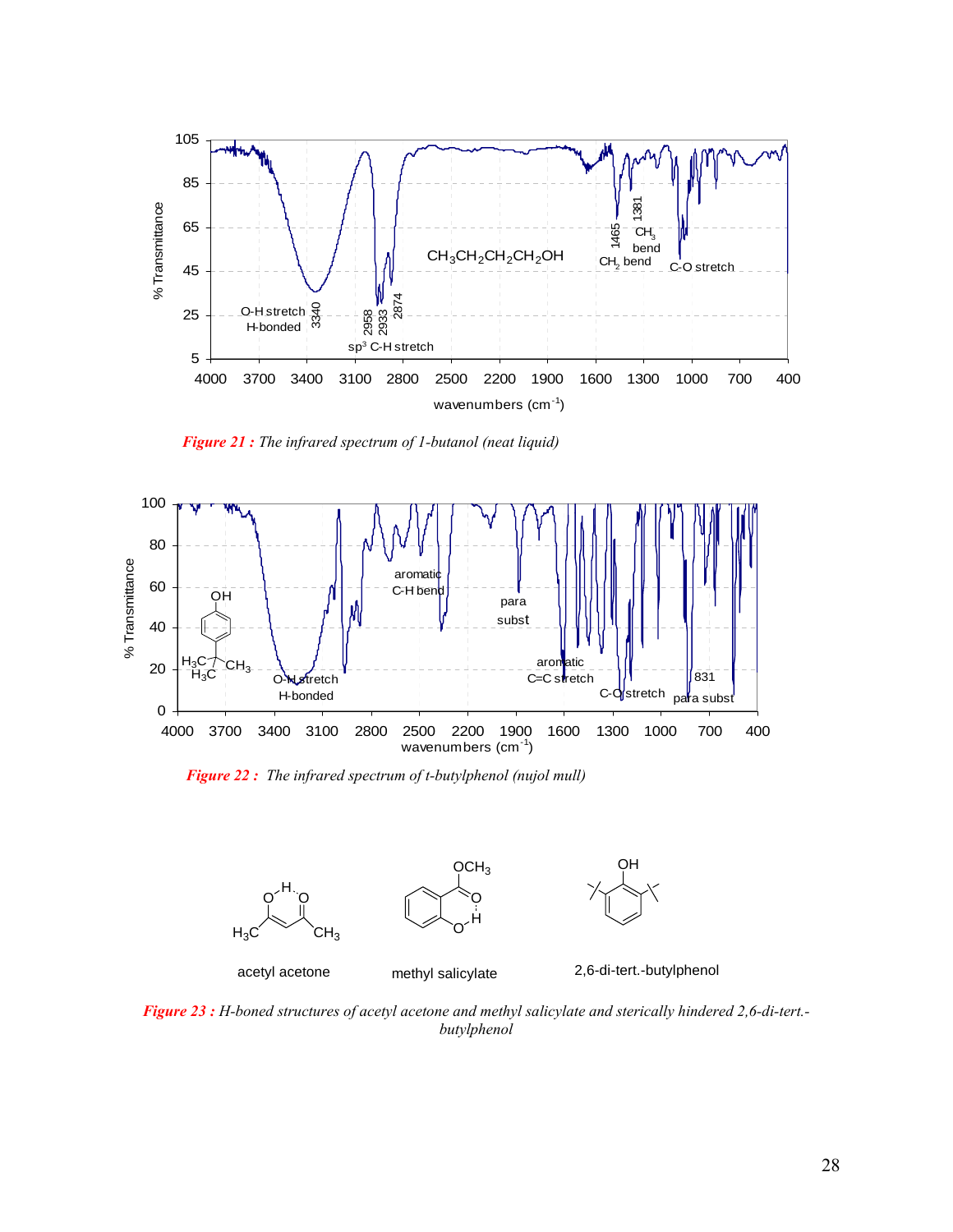*Figure 21 : The infrared spectrum of 1-butanol (neat liquid)*

*Figure 22 : The infrared spectrum of t-butylphenol (nujol mull)*

*Figure 23 : H-boned structures of acetyl acetone and methyl salicylate and sterically hindered 2,6-di-tert.-butylphenol*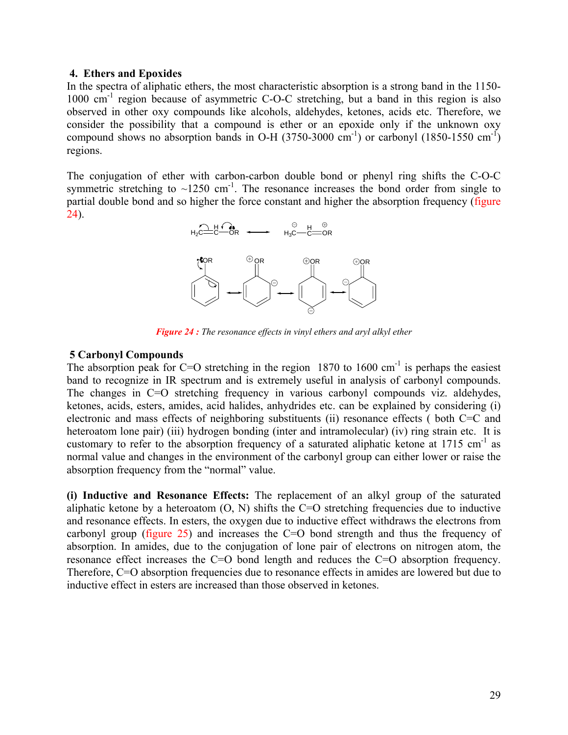**4. Ethers and Epoxides**

In the spectra of aliphatic ethers, the most characteristic absorption is a strong band in the 1150-1000 $cm^{-1}$ region because of asymmetric C-O-C stretching, but a band in this region is also observed in other oxy compounds like alcohols, aldehydes, ketones, acids etc. Therefore, we consider the possibility that a compound is ether or an epoxide only if the unknown oxy compound shows no absorption bands in O-H (3750-3000 $cm^{-1}$) or carbonyl (1850-1550 $cm^{-1}$) regions.

The conjugation of ether with carbon-carbon double bond or phenyl ring shifts the C-O-C symmetric stretching to ~1250 $cm^{-1}$. The resonance increases the bond order from single to partial double bond and so higher the force constant and higher the absorption frequency (figure 24).

*Figure 24 : The resonance effects in vinyl ethers and aryl alkyl ether*

**5 Carbonyl Compounds**

The absorption peak for C=O stretching in the region 1870 to 1600 $cm^{-1}$ is perhaps the easiest band to recognize in IR spectrum and is extremely useful in analysis of carbonyl compounds. The changes in C=O stretching frequency in various carbonyl compounds viz. aldehydes, ketones, acids, esters, amides, acid halides, anhydrides etc. can be explained by considering (i) electronic and mass effects of neighboring substituents (ii) resonance effects ( both C=C and heteroatom lone pair) (iii) hydrogen bonding (inter and intramolecular) (iv) ring strain etc. It is customary to refer to the absorption frequency of a saturated aliphatic ketone at 1715 $cm^{-1}$ as normal value and changes in the environment of the carbonyl group can either lower or raise the absorption frequency from the "normal" value.

**(i) Inductive and Resonance Effects:** The replacement of an alkyl group of the saturated aliphatic ketone by a heteroatom (O, N) shifts the C=O stretching frequencies due to inductive and resonance effects. In esters, the oxygen due to inductive effect withdraws the electrons from carbonyl group (figure 25) and increases the C=O bond strength and thus the frequency of absorption. In amides, due to the conjugation of lone pair of electrons on nitrogen atom, the resonance effect increases the C=O bond length and reduces the C=O absorption frequency. Therefore, C=O absorption frequencies due to resonance effects in amides are lowered but due to inductive effect in esters are increased than those observed in ketones.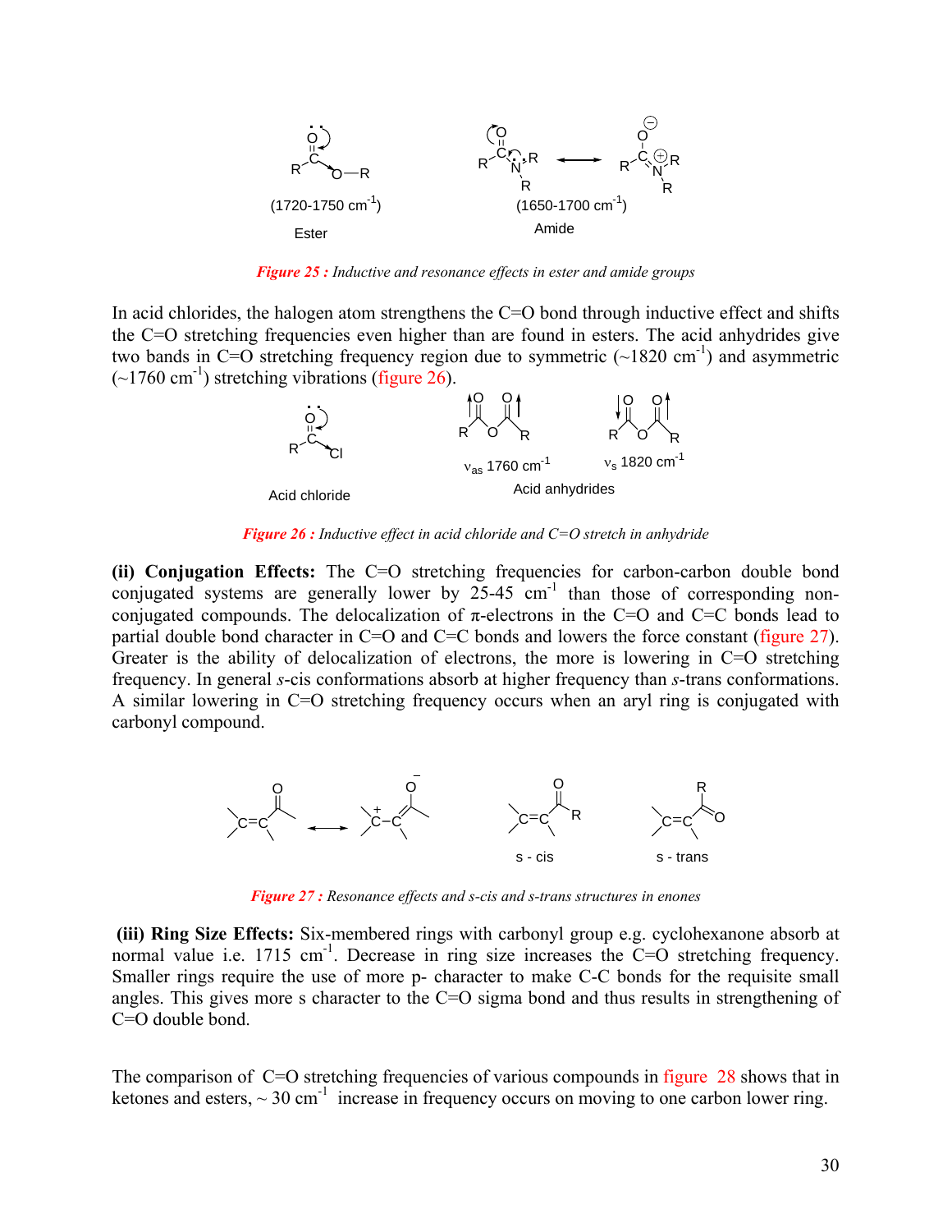(1720-1750 cm$^{-1}$)

Ester

(1650-1700 cm$^{-1}$)

Amide

*Figure 25 : Inductive and resonance effects in ester and amide groups*

In acid chlorides, the halogen atom strengthens the C=O bond through inductive effect and shifts the C=O stretching frequencies even higher than are found in esters. The acid anhydrides give two bands in C=O stretching frequency region due to symmetric (~1820 cm$^{-1}$) and asymmetric (~1760 cm$^{-1}$) stretching vibrations (figure 26).

Acid chloride

$\nu_{as}$ 1760 cm$^{-1}$

$\nu_s$ 1820 cm$^{-1}$

Acid anhydrides

*Figure 26 : Inductive effect in acid chloride and C=O stretch in anhydride*

**(ii) Conjugation Effects:** The C=O stretching frequencies for carbon-carbon double bond conjugated systems are generally lower by 25-45 cm$^{-1}$ than those of corresponding non-conjugated compounds. The delocalization of π-electrons in the C=O and C=C bonds lead to partial double bond character in C=O and C=C bonds and lowers the force constant (figure 27). Greater is the ability of delocalization of electrons, the more is lowering in C=O stretching frequency. In general *s*-cis conformations absorb at higher frequency than *s*-trans conformations. A similar lowering in C=O stretching frequency occurs when an aryl ring is conjugated with carbonyl compound.

s - cis

s - trans

*Figure 27 : Resonance effects and s-cis and s-trans structures in enones*

**(iii) Ring Size Effects:** Six-membered rings with carbonyl group e.g. cyclohexanone absorb at normal value i.e. 1715 cm$^{-1}$. Decrease in ring size increases the C=O stretching frequency. Smaller rings require the use of more p- character to make C-C bonds for the requisite small angles. This gives more s character to the C=O sigma bond and thus results in strengthening of C=O double bond.

The comparison of C=O stretching frequencies of various compounds in figure 28 shows that in ketones and esters, ~ 30 cm$^{-1}$ increase in frequency occurs on moving to one carbon lower ring.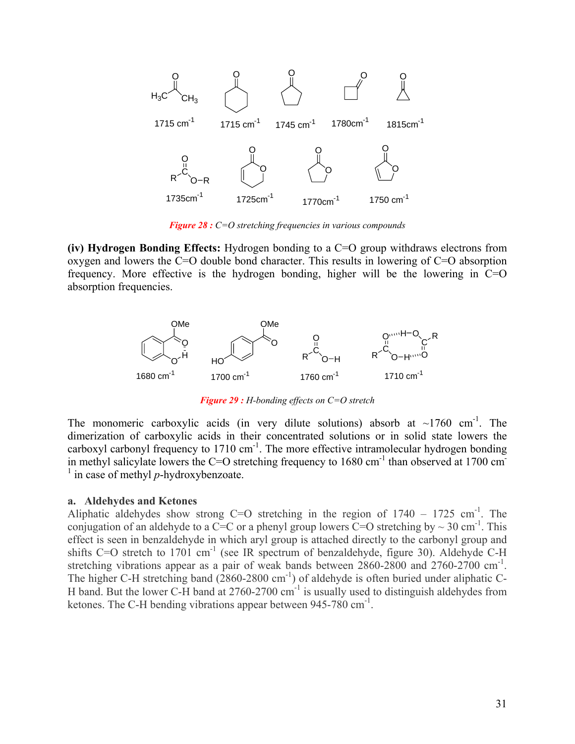Figure 28 : C=O stretching frequencies in various compounds

**(iv) Hydrogen Bonding Effects:** Hydrogen bonding to a C=O group withdraws electrons from oxygen and lowers the C=O double bond character. This results in lowering of C=O absorption frequency. More effective is the hydrogen bonding, higher will be the lowering in C=O absorption frequencies.

Figure 29 : H-bonding effects on C=O stretch

The monomeric carboxylic acids (in very dilute solutions) absorb at ~1760 $cm^{-1}$. The dimerization of carboxylic acids in their concentrated solutions or in solid state lowers the carboxyl carbonyl frequency to 1710 $cm^{-1}$. The more effective intramolecular hydrogen bonding in methyl salicylate lowers the C=O stretching frequency to 1680 $cm^{-1}$ than observed at 1700 $cm^{-1}$ in case of methyl *p*-hydroxybenzoate.

### a. Aldehydes and Ketones

Aliphatic aldehydes show strong C=O stretching in the region of 1740 – 1725 $cm^{-1}$. The conjugation of an aldehyde to a C=C or a phenyl group lowers C=O stretching by ~ 30 $cm^{-1}$. This effect is seen in benzaldehyde in which aryl group is attached directly to the carbonyl group and shifts C=O stretch to 1701 $cm^{-1}$ (see IR spectrum of benzaldehyde, figure 30). Aldehyde C-H stretching vibrations appear as a pair of weak bands between 2860-2800 and 2760-2700 $cm^{-1}$. The higher C-H stretching band (2860-2800 $cm^{-1}$) of aldehyde is often buried under aliphatic C-H band. But the lower C-H band at 2760-2700 $cm^{-1}$ is usually used to distinguish aldehydes from ketones. The C-H bending vibrations appear between 945-780 $cm^{-1}$.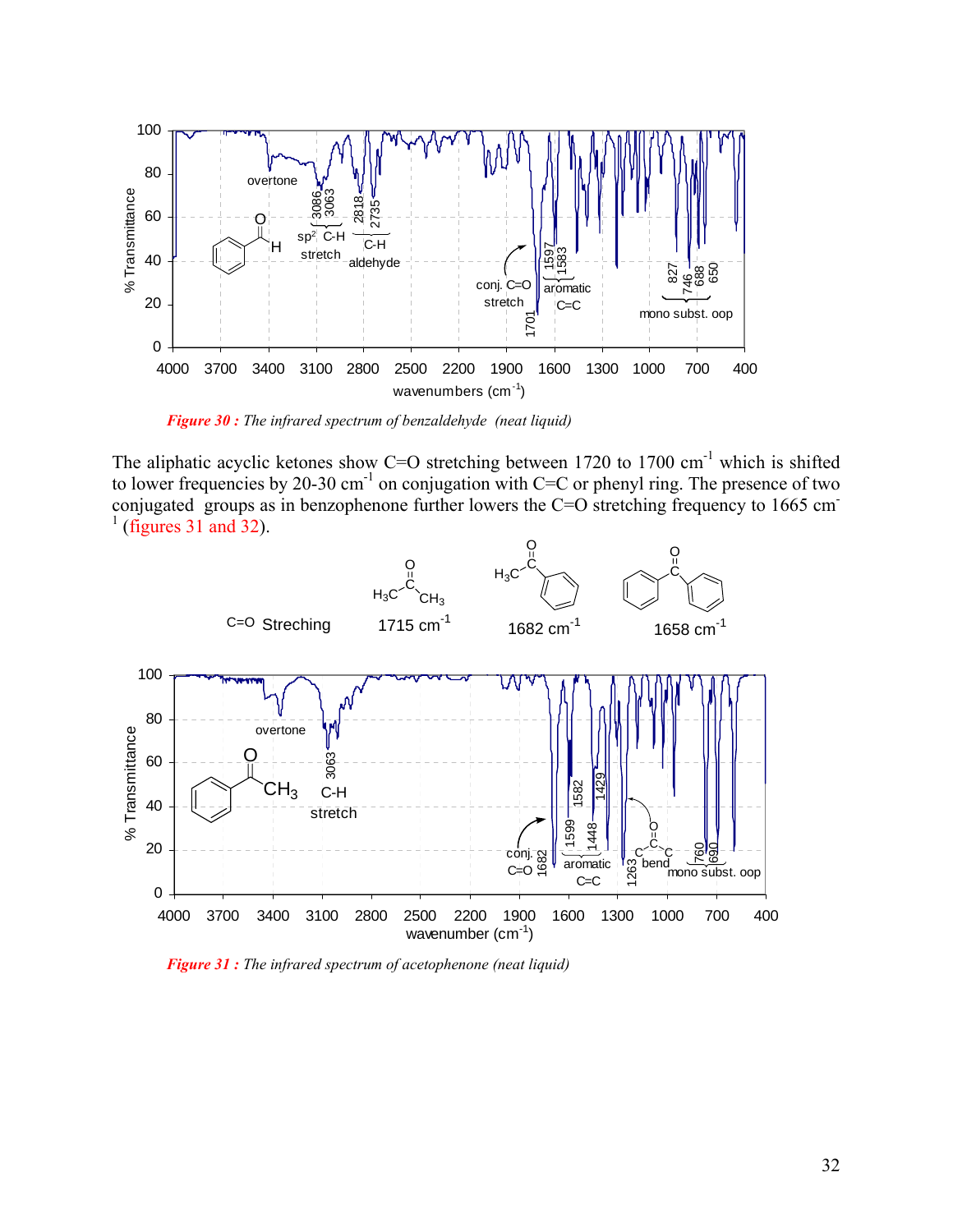*Figure 30 : The infrared spectrum of benzaldehyde (neat liquid)*

The aliphatic acyclic ketones show C=O stretching between 1720 to 1700 cm$^{-1}$ which is shifted to lower frequencies by 20-30 cm$^{-1}$ on conjugation with C=C or phenyl ring. The presence of two conjugated groups as in benzophenone further lowers the C=O stretching frequency to 1665 cm$^{-1}$ (figures 31 and 32).

C=O Streching: 1715 cm$^{-1}$ (acetone), 1682 cm$^{-1}$ (acetophenone), 1658 cm$^{-1}$ (benzophenone)

*Figure 31 : The infrared spectrum of acetophenone (neat liquid)*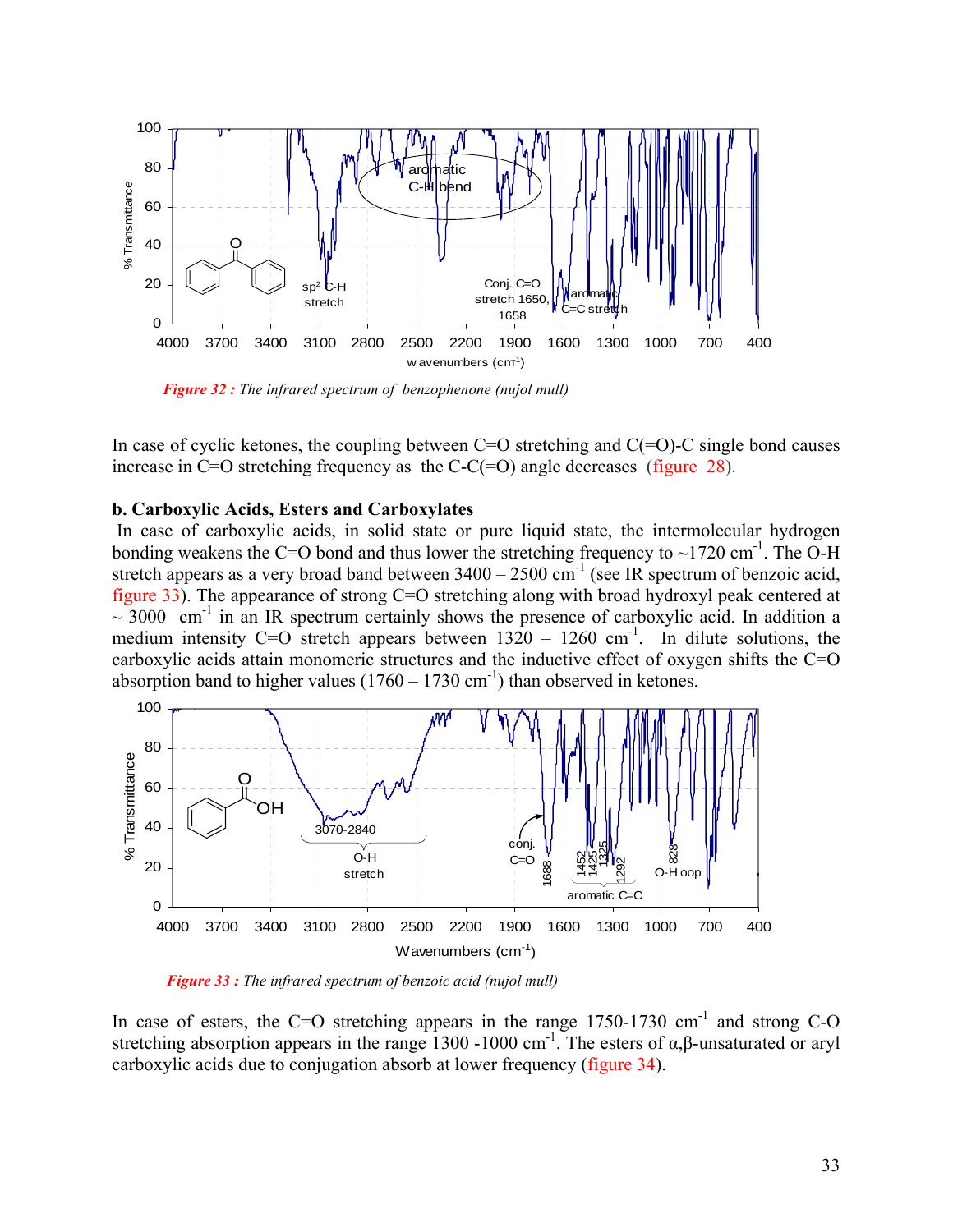*Figure 32 : The infrared spectrum of benzophenone (nujol mull)*

In case of cyclic ketones, the coupling between C=O stretching and C(=O)-C single bond causes increase in C=O stretching frequency as the C-C(=O) angle decreases (figure 28).

**b. Carboxylic Acids, Esters and Carboxylates**

In case of carboxylic acids, in solid state or pure liquid state, the intermolecular hydrogen bonding weakens the C=O bond and thus lower the stretching frequency to ~1720 $cm^{-1}$. The O-H stretch appears as a very broad band between 3400 – 2500 $cm^{-1}$ (see IR spectrum of benzoic acid, figure 33). The appearance of strong C=O stretching along with broad hydroxyl peak centered at ~ 3000 $cm^{-1}$ in an IR spectrum certainly shows the presence of carboxylic acid. In addition a medium intensity C=O stretch appears between 1320 – 1260 $cm^{-1}$. In dilute solutions, the carboxylic acids attain monomeric structures and the inductive effect of oxygen shifts the C=O absorption band to higher values (1760 – 1730 $cm^{-1}$) than observed in ketones.

*Figure 33 : The infrared spectrum of benzoic acid (nujol mull)*

In case of esters, the C=O stretching appears in the range 1750-1730 $cm^{-1}$ and strong C-O stretching absorption appears in the range 1300 -1000 $cm^{-1}$. The esters of α,β-unsaturated or aryl carboxylic acids due to conjugation absorb at lower frequency (figure 34).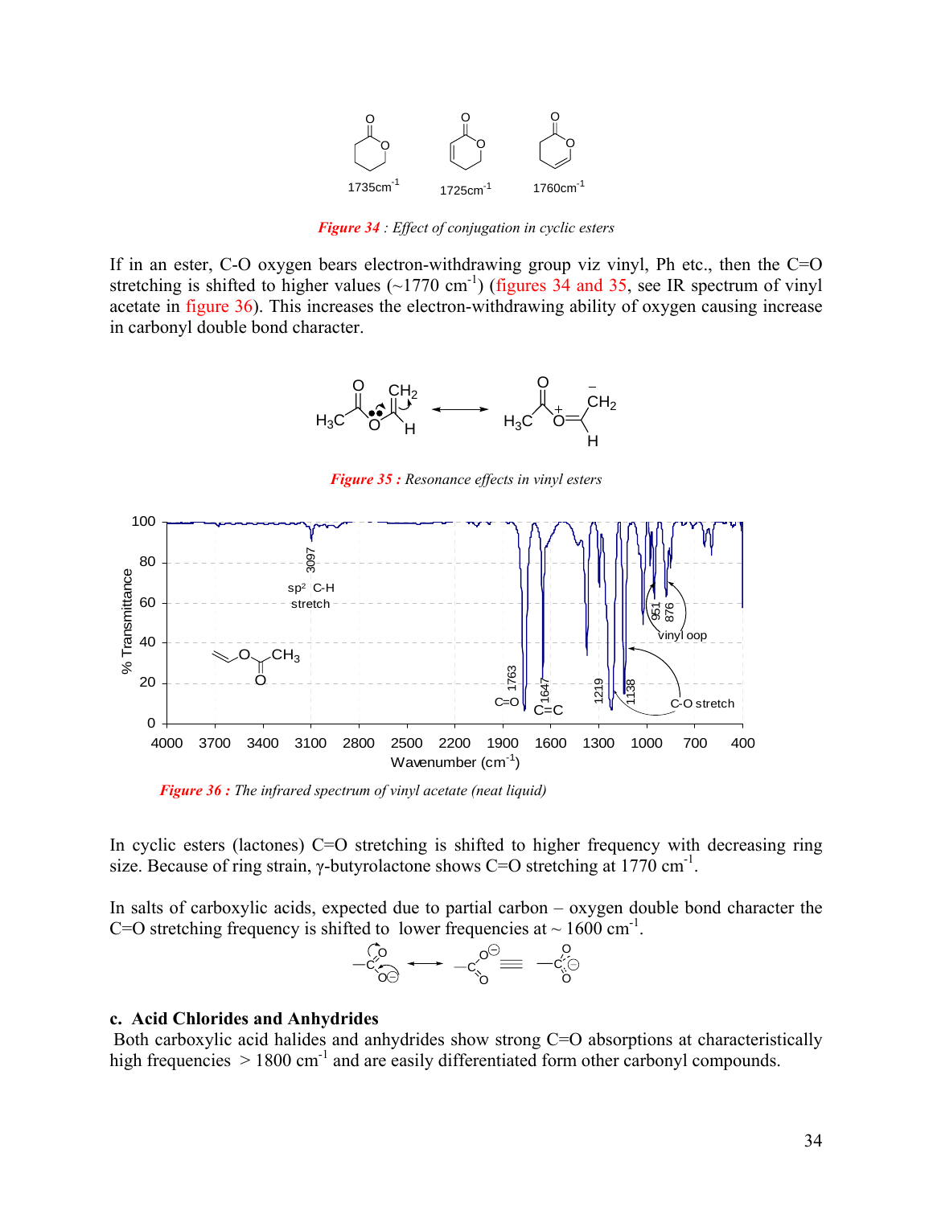1735cm$^{-1}$ 1725cm$^{-1}$ 1760cm$^{-1}$

*Figure 34 : Effect of conjugation in cyclic esters*

If in an ester, C-O oxygen bears electron-withdrawing group viz vinyl, Ph etc., then the C=O stretching is shifted to higher values (~1770 cm$^{-1}$) (figures 34 and 35, see IR spectrum of vinyl acetate in figure 36). This increases the electron-withdrawing ability of oxygen causing increase in carbonyl double bond character.

*Figure 35 : Resonance effects in vinyl esters*

*Figure 36 : The infrared spectrum of vinyl acetate (neat liquid)*

In cyclic esters (lactones) C=O stretching is shifted to higher frequency with decreasing ring size. Because of ring strain, γ-butyrolactone shows C=O stretching at 1770 cm$^{-1}$.

In salts of carboxylic acids, expected due to partial carbon – oxygen double bond character the C=O stretching frequency is shifted to lower frequencies at ~ 1600 cm$^{-1}$.

**c. Acid Chlorides and Anhydrides**

Both carboxylic acid halides and anhydrides show strong C=O absorptions at characteristically high frequencies > 1800 cm$^{-1}$ and are easily differentiated form other carbonyl compounds.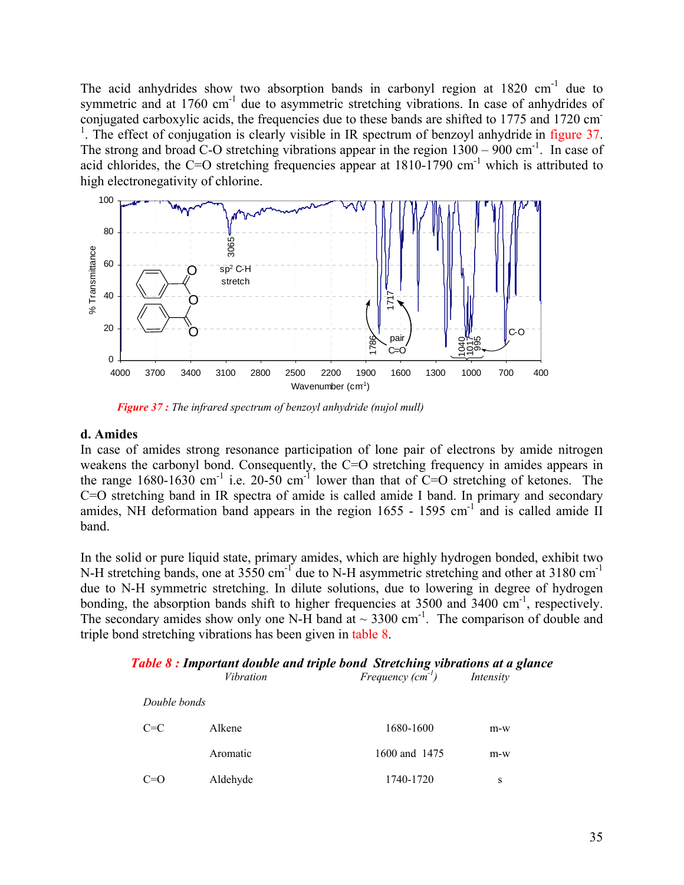The acid anhydrides show two absorption bands in carbonyl region at 1820 cm$^{-1}$ due to symmetric and at 1760 cm$^{-1}$ due to asymmetric stretching vibrations. In case of anhydrides of conjugated carboxylic acids, the frequencies due to these bands are shifted to 1775 and 1720 cm$^{-1}$. The effect of conjugation is clearly visible in IR spectrum of benzoyl anhydride in figure 37. The strong and broad C-O stretching vibrations appear in the region 1300 – 900 cm$^{-1}$. In case of acid chlorides, the C=O stretching frequencies appear at 1810-1790 cm$^{-1}$ which is attributed to high electronegativity of chlorine.

*Figure 37 : The infrared spectrum of benzoyl anhydride (nujol mull)*

### d. Amides

In case of amides strong resonance participation of lone pair of electrons by amide nitrogen weakens the carbonyl bond. Consequently, the C=O stretching frequency in amides appears in the range 1680-1630 cm$^{-1}$ i.e. 20-50 cm$^{-1}$ lower than that of C=O stretching of ketones. The C=O stretching band in IR spectra of amide is called amide I band. In primary and secondary amides, NH deformation band appears in the region 1655 - 1595 cm$^{-1}$ and is called amide II band.

In the solid or pure liquid state, primary amides, which are highly hydrogen bonded, exhibit two N-H stretching bands, one at 3550 cm$^{-1}$ due to N-H asymmetric stretching and other at 3180 cm$^{-1}$ due to N-H symmetric stretching. In dilute solutions, due to lowering in degree of hydrogen bonding, the absorption bands shift to higher frequencies at 3500 and 3400 cm$^{-1}$, respectively. The secondary amides show only one N-H band at ~ 3300 cm$^{-1}$. The comparison of double and triple bond stretching vibrations has been given in table 8.

***Table 8 : Important double and triple bond Stretching vibrations at a glance***

| | *Vibration* | *Frequency (cm$^{-1}$)* | *Intensity* |
|---|---|---|---|
| *Double bonds* | | | |
| C=C | Alkene | 1680-1600 | m-w |
| | Aromatic | 1600 and 1475 | m-w |
| C=O | Aldehyde | 1740-1720 | s |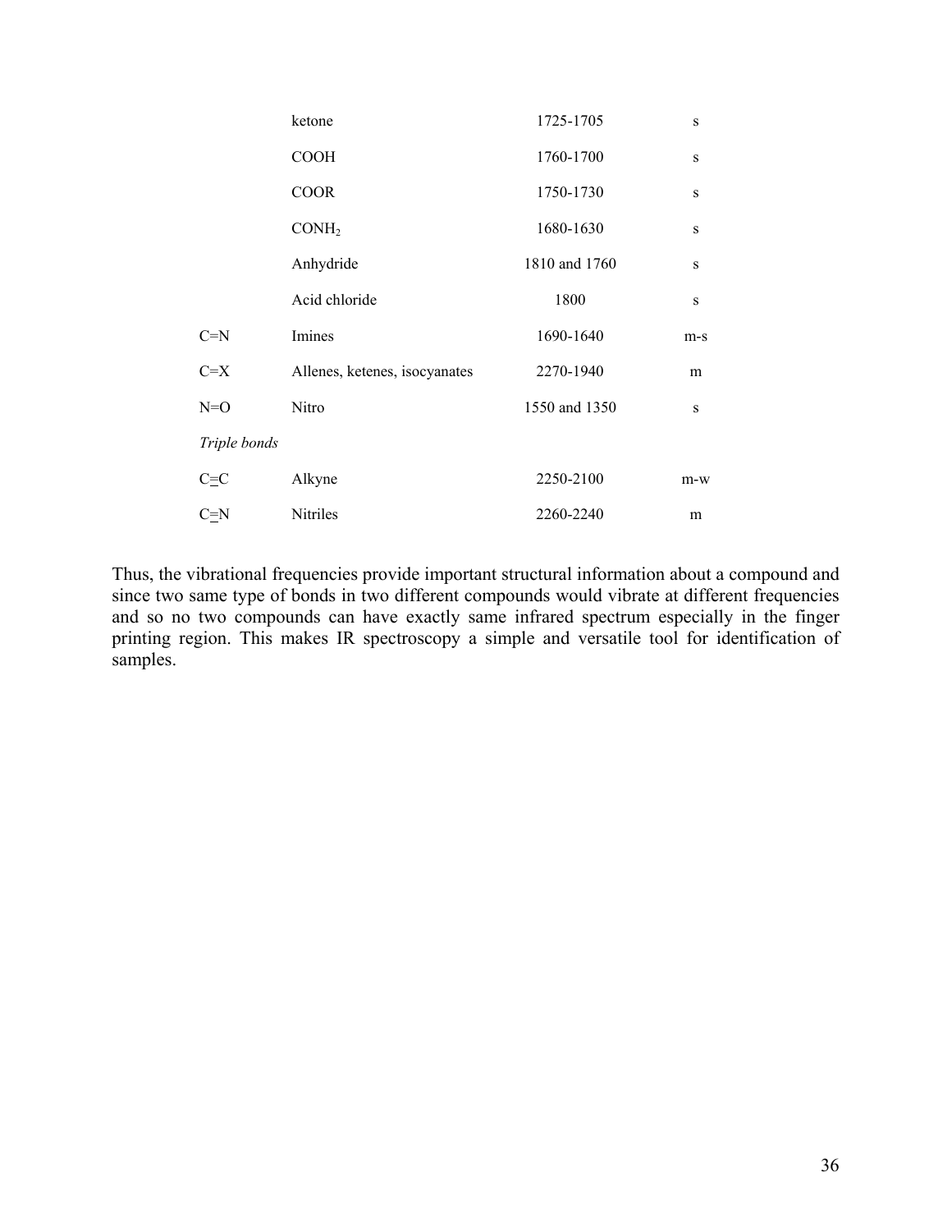| | | | |
|---|---|---|---|
| | ketone | 1725-1705 | s |
| | COOH | 1760-1700 | s |
| | COOR | 1750-1730 | s |
| | $CONH_2$ | 1680-1630 | s |
| | Anhydride | 1810 and 1760 | s |
| | Acid chloride | 1800 | s |
| C=N | Imines | 1690-1640 | m-s |
| C=X | Allenes, ketenes, isocyanates | 2270-1940 | m |
| N=O | Nitro | 1550 and 1350 | s |
| *Triple bonds* | | | |
| C≡C | Alkyne | 2250-2100 | m-w |
| C≡N | Nitriles | 2260-2240 | m |

Thus, the vibrational frequencies provide important structural information about a compound and since two same type of bonds in two different compounds would vibrate at different frequencies and so no two compounds can have exactly same infrared spectrum especially in the finger printing region. This makes IR spectroscopy a simple and versatile tool for identification of samples.